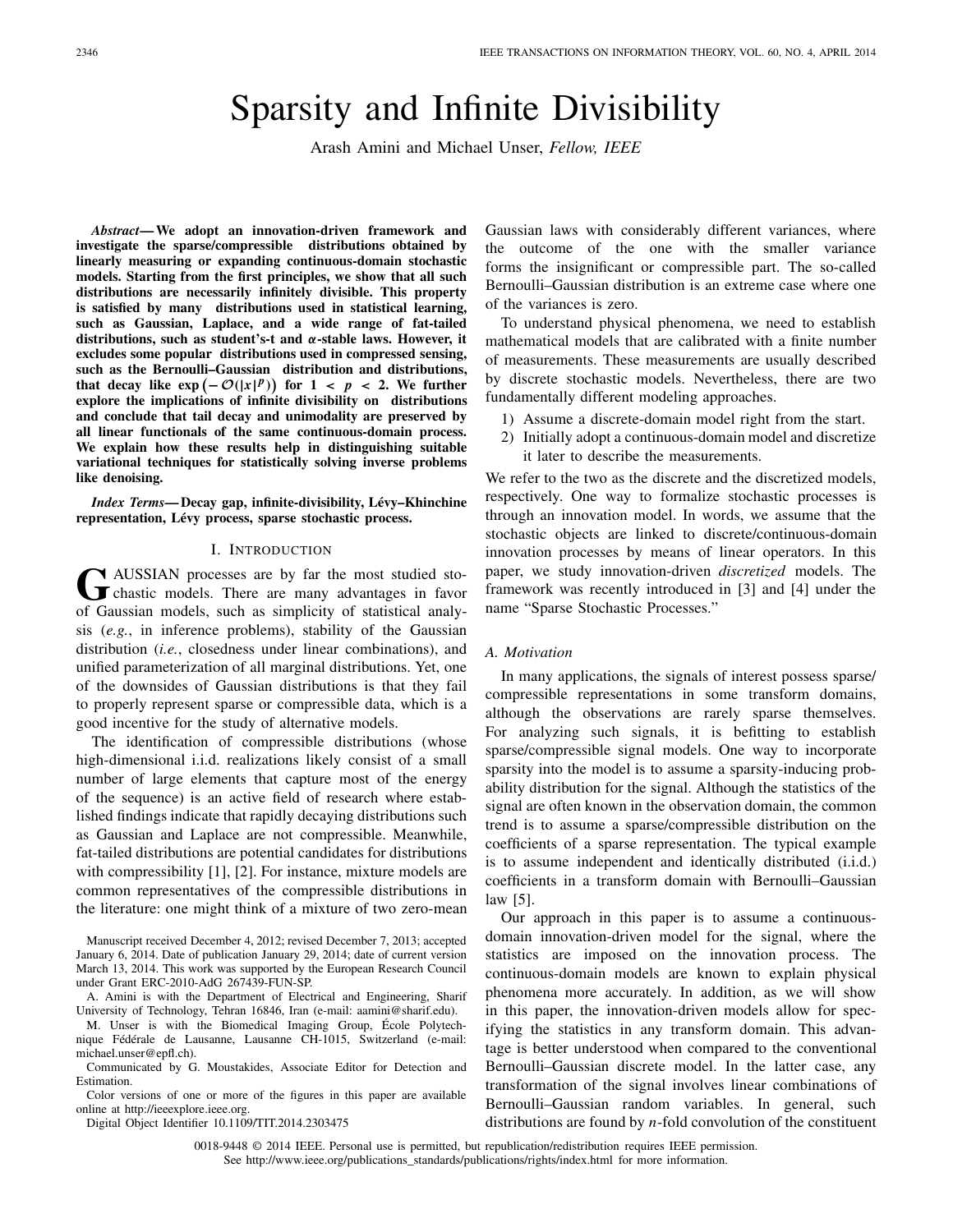# Sparsity and Infinite Divisibility

Arash Amini and Michael Unser, *Fellow, IEEE*

***Abstract*— We adopt an innovation-driven framework and investigate the sparse/compressible distributions obtained by linearly measuring or expanding continuous-domain stochastic models. Starting from the first principles, we show that all such distributions are necessarily infinitely divisible. This property is satisfied by many distributions used in statistical learning, such as Gaussian, Laplace, and a wide range of fat-tailed distributions, such as student's-t and $\alpha$-stable laws. However, it excludes some popular distributions used in compressed sensing, such as the Bernoulli–Gaussian distribution and distributions, that decay like $\exp\left(-\mathcal{O}(|x|^p)\right)$ for $1 < p < 2$. We further explore the implications of infinite divisibility on distributions and conclude that tail decay and unimodality are preserved by all linear functionals of the same continuous-domain process. We explain how these results help in distinguishing suitable variational techniques for statistically solving inverse problems like denoising.**

***Index Terms*— Decay gap, infinite-divisibility, Lévy–Khinchine representation, Lévy process, sparse stochastic process.**

## I. Introduction

Gaussian processes are by far the most studied stochastic models. There are many advantages in favor of Gaussian models, such as simplicity of statistical analysis (*e.g.*, in inference problems), stability of the Gaussian distribution (*i.e.*, closedness under linear combinations), and unified parameterization of all marginal distributions. Yet, one of the downsides of Gaussian distributions is that they fail to properly represent sparse or compressible data, which is a good incentive for the study of alternative models.

The identification of compressible distributions (whose high-dimensional i.i.d. realizations likely consist of a small number of large elements that capture most of the energy of the sequence) is an active field of research where established findings indicate that rapidly decaying distributions such as Gaussian and Laplace are not compressible. Meanwhile, fat-tailed distributions are potential candidates for distributions with compressibility [1], [2]. For instance, mixture models are common representatives of the compressible distributions in the literature: one might think of a mixture of two zero-mean Gaussian laws with considerably different variances, where the outcome of the one with the smaller variance forms the insignificant or compressible part. The so-called Bernoulli–Gaussian distribution is an extreme case where one of the variances is zero.

To understand physical phenomena, we need to establish mathematical models that are calibrated with a finite number of measurements. These measurements are usually described by discrete stochastic models. Nevertheless, there are two fundamentally different modeling approaches.

1) Assume a discrete-domain model right from the start.
2) Initially adopt a continuous-domain model and discretize it later to describe the measurements.

We refer to the two as the discrete and the discretized models, respectively. One way to formalize stochastic processes is through an innovation model. In words, we assume that the stochastic objects are linked to discrete/continuous-domain innovation processes by means of linear operators. In this paper, we study innovation-driven *discretized* models. The framework was recently introduced in [3] and [4] under the name "Sparse Stochastic Processes."

### A. Motivation

In many applications, the signals of interest possess sparse/compressible representations in some transform domains, although the observations are rarely sparse themselves. For analyzing such signals, it is befitting to establish sparse/compressible signal models. One way to incorporate sparsity into the model is to assume a sparsity-inducing probability distribution for the signal. Although the statistics of the signal are often known in the observation domain, the common trend is to assume a sparse/compressible distribution on the coefficients of a sparse representation. The typical example is to assume independent and identically distributed (i.i.d.) coefficients in a transform domain with Bernoulli–Gaussian law [5].

Our approach in this paper is to assume a continuous-domain innovation-driven model for the signal, where the statistics are imposed on the innovation process. The continuous-domain models are known to explain physical phenomena more accurately. In addition, as we will show in this paper, the innovation-driven models allow for specifying the statistics in any transform domain. This advantage is better understood when compared to the conventional Bernoulli–Gaussian discrete model. In the latter case, any transformation of the signal involves linear combinations of Bernoulli–Gaussian random variables. In general, such distributions are found by $n$-fold convolution of the constituent

Manuscript received December 4, 2012; revised December 7, 2013; accepted January 6, 2014. Date of publication January 29, 2014; date of current version March 13, 2014. This work was supported by the European Research Council under Grant ERC-2010-AdG 267439-FUN-SP.

A. Amini is with the Department of Electrical and Engineering, Sharif University of Technology, Tehran 16846, Iran (e-mail: aamini@sharif.edu).

M. Unser is with the Biomedical Imaging Group, École Polytechnique Fédérale de Lausanne, Lausanne CH-1015, Switzerland (e-mail: michael.unser@epfl.ch).

Communicated by G. Moustakides, Associate Editor for Detection and Estimation.

Color versions of one or more of the figures in this paper are available online at http://ieeexplore.ieee.org.

Digital Object Identifier 10.1109/TIT.2014.2303475

0018-9448 © 2014 IEEE. Personal use is permitted, but republication/redistribution requires IEEE permission.
See http://www.ieee.org/publications_standards/publications/rights/index.html for more information.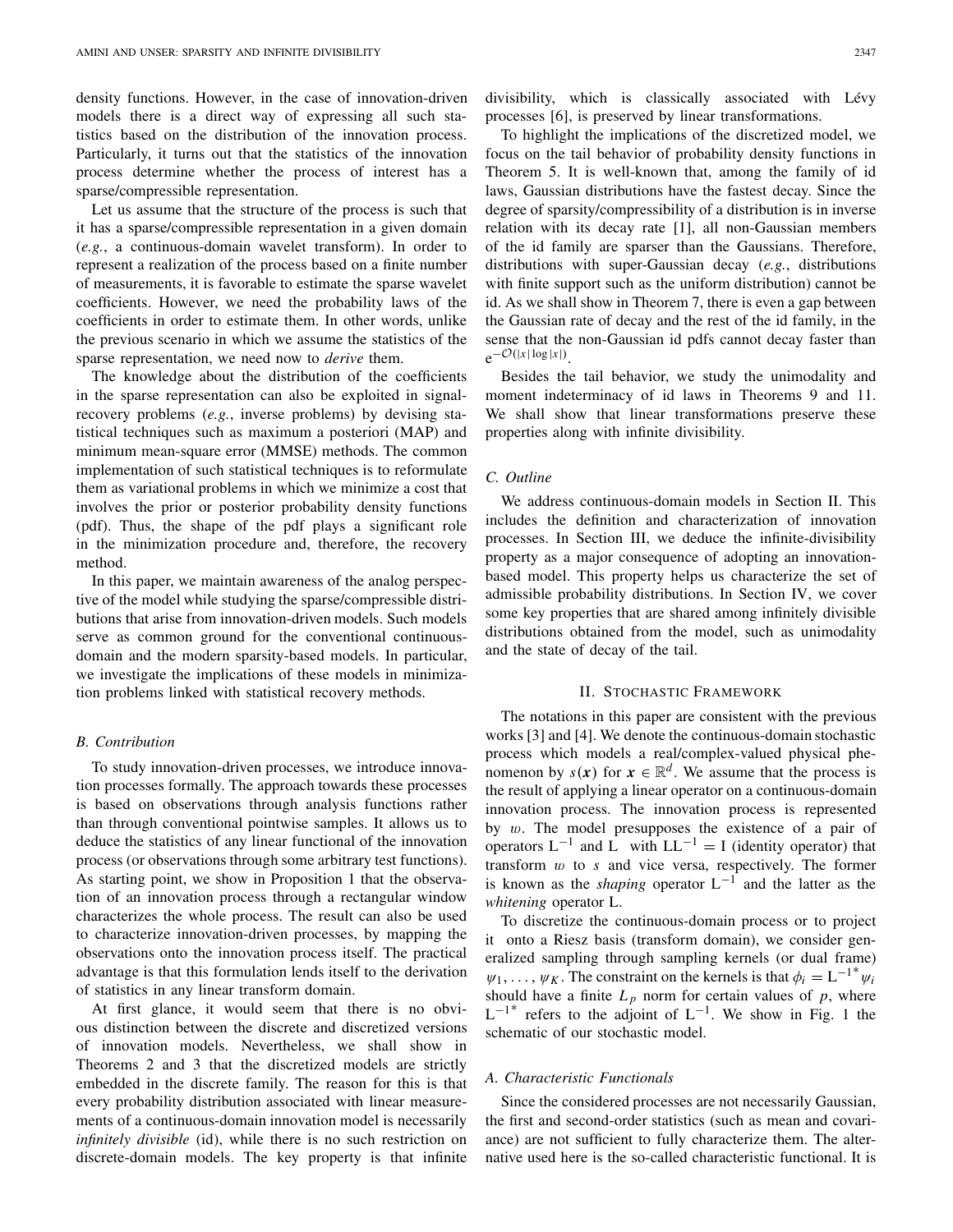density functions. However, in the case of innovation-driven models there is a direct way of expressing all such statistics based on the distribution of the innovation process. Particularly, it turns out that the statistics of the innovation process determine whether the process of interest has a sparse/compressible representation.

Let us assume that the structure of the process is such that it has a sparse/compressible representation in a given domain (*e.g.*, a continuous-domain wavelet transform). In order to represent a realization of the process based on a finite number of measurements, it is favorable to estimate the sparse wavelet coefficients. However, we need the probability laws of the coefficients in order to estimate them. In other words, unlike the previous scenario in which we assume the statistics of the sparse representation, we need now to *derive* them.

The knowledge about the distribution of the coefficients in the sparse representation can also be exploited in signal-recovery problems (*e.g.*, inverse problems) by devising statistical techniques such as maximum a posteriori (MAP) and minimum mean-square error (MMSE) methods. The common implementation of such statistical techniques is to reformulate them as variational problems in which we minimize a cost that involves the prior or posterior probability density functions (pdf). Thus, the shape of the pdf plays a significant role in the minimization procedure and, therefore, the recovery method.

In this paper, we maintain awareness of the analog perspective of the model while studying the sparse/compressible distributions that arise from innovation-driven models. Such models serve as common ground for the conventional continuous-domain and the modern sparsity-based models. In particular, we investigate the implications of these models in minimization problems linked with statistical recovery methods.

### *B. Contribution*

To study innovation-driven processes, we introduce innovation processes formally. The approach towards these processes is based on observations through analysis functions rather than through conventional pointwise samples. It allows us to deduce the statistics of any linear functional of the innovation process (or observations through some arbitrary test functions). As starting point, we show in Proposition 1 that the observation of an innovation process through a rectangular window characterizes the whole process. The result can also be used to characterize innovation-driven processes, by mapping the observations onto the innovation process itself. The practical advantage is that this formulation lends itself to the derivation of statistics in any linear transform domain.

At first glance, it would seem that there is no obvious distinction between the discrete and discretized versions of innovation models. Nevertheless, we shall show in Theorems 2 and 3 that the discretized models are strictly embedded in the discrete family. The reason for this is that every probability distribution associated with linear measurements of a continuous-domain innovation model is necessarily *infinitely divisible* (id), while there is no such restriction on discrete-domain models. The key property is that infinite divisibility, which is classically associated with Lévy processes [6], is preserved by linear transformations.

To highlight the implications of the discretized model, we focus on the tail behavior of probability density functions in Theorem 5. It is well-known that, among the family of id laws, Gaussian distributions have the fastest decay. Since the degree of sparsity/compressibility of a distribution is in inverse relation with its decay rate [1], all non-Gaussian members of the id family are sparser than the Gaussians. Therefore, distributions with super-Gaussian decay (*e.g.*, distributions with finite support such as the uniform distribution) cannot be id. As we shall show in Theorem 7, there is even a gap between the Gaussian rate of decay and the rest of the id family, in the sense that the non-Gaussian id pdfs cannot decay faster than $\mathrm{e}^{-\mathcal{O}(|x|\log|x|)}$.

Besides the tail behavior, we study the unimodality and moment indeterminacy of id laws in Theorems 9 and 11. We shall show that linear transformations preserve these properties along with infinite divisibility.

### *C. Outline*

We address continuous-domain models in Section II. This includes the definition and characterization of innovation processes. In Section III, we deduce the infinite-divisibility property as a major consequence of adopting an innovation-based model. This property helps us characterize the set of admissible probability distributions. In Section IV, we cover some key properties that are shared among infinitely divisible distributions obtained from the model, such as unimodality and the state of decay of the tail.

## II. Stochastic Framework

The notations in this paper are consistent with the previous works [3] and [4]. We denote the continuous-domain stochastic process which models a real/complex-valued physical phenomenon by $s(\boldsymbol{x})$ for $\boldsymbol{x} \in \mathbb{R}^d$. We assume that the process is the result of applying a linear operator on a continuous-domain innovation process. The innovation process is represented by $w$. The model presupposes the existence of a pair of operators $\mathrm{L}^{-1}$ and $\mathrm{L}$ with $\mathrm{L}\mathrm{L}^{-1} = \mathrm{I}$ (identity operator) that transform $w$ to $s$ and vice versa, respectively. The former is known as the *shaping* operator $\mathrm{L}^{-1}$ and the latter as the *whitening* operator $\mathrm{L}$.

To discretize the continuous-domain process or to project it onto a Riesz basis (transform domain), we consider generalized sampling through sampling kernels (or dual frame) $\psi_1, \dots, \psi_K$. The constraint on the kernels is that $\phi_i = \mathrm{L}^{-1^*}\psi_i$ should have a finite $L_p$ norm for certain values of $p$, where $\mathrm{L}^{-1^*}$ refers to the adjoint of $\mathrm{L}^{-1}$. We show in Fig. 1 the schematic of our stochastic model.

### *A. Characteristic Functionals*

Since the considered processes are not necessarily Gaussian, the first and second-order statistics (such as mean and covariance) are not sufficient to fully characterize them. The alternative used here is the so-called characteristic functional. It is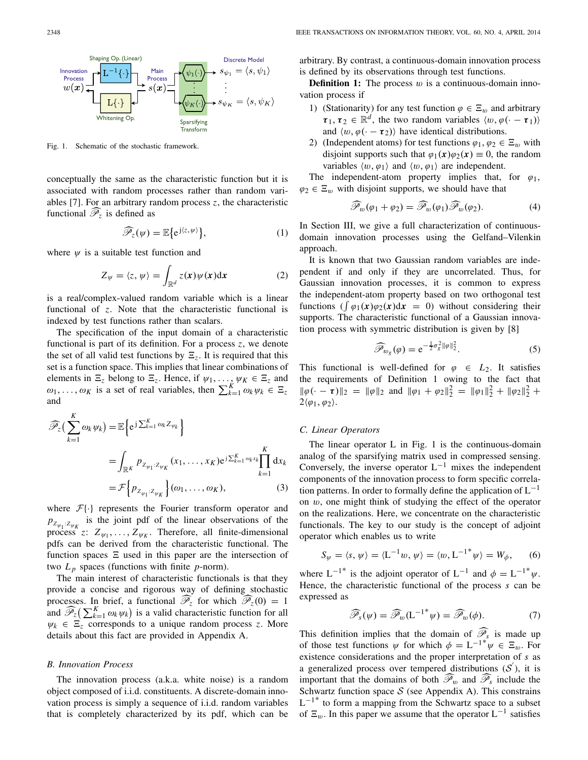Fig. 1. Schematic of the stochastic framework.

conceptually the same as the characteristic function but it is associated with random processes rather than random variables [7]. For an arbitrary random process $z$, the characteristic functional $\widehat{\mathscr{P}}_z$ is defined as

$$\widehat{\mathscr{P}}_z(\psi) = \mathbb{E}\{\mathrm{e}^{\mathrm{j}\langle z, \psi\rangle}\}, \tag{1}$$

where $\psi$ is a suitable test function and

$$Z_\psi = \langle z, \psi\rangle = \int_{\mathbb{R}^d} z(\boldsymbol{x})\psi(\boldsymbol{x})\mathrm{d}\boldsymbol{x} \tag{2}$$

is a real/complex-valued random variable which is a linear functional of $z$. Note that the characteristic functional is indexed by test functions rather than scalars.

The specification of the input domain of a characteristic functional is part of its definition. For a process $z$, we denote the set of all valid test functions by $\Xi_z$. It is required that this set is a function space. This implies that linear combinations of elements in $\Xi_z$ belong to $\Xi_z$. Hence, if $\psi_1, \ldots, \psi_K \in \Xi_z$ and $\omega_1, \ldots, \omega_K$ is a set of real variables, then $\sum_{k=1}^{K}\omega_k\psi_k \in \Xi_z$ and

$$\begin{aligned}\widehat{\mathscr{P}}_z\Big(\sum_{k=1}^{K}\omega_k\psi_k\Big) &= \mathbb{E}\Big\{\mathrm{e}^{\mathrm{j}\sum_{k=1}^{K}\omega_k Z_{\psi_k}}\Big\}\\ &= \int_{\mathbb{R}^K} p_{Z_{\psi_1}:Z_{\psi_K}}(x_1, \ldots, x_K)\mathrm{e}^{\mathrm{j}\sum_{k=1}^{K}\omega_k x_k}\prod_{k=1}^{K}\mathrm{d}x_k\\ &= \mathcal{F}\Big\{p_{Z_{\psi_1}:Z_{\psi_K}}\Big\}(\omega_1, \ldots, \omega_K),\end{aligned} \tag{3}$$

where $\mathcal{F}\{\cdot\}$ represents the Fourier transform operator and $p_{Z_{\psi_1}:Z_{\psi_K}}$ is the joint pdf of the linear observations of the process $z$: $Z_{\psi_1}, \ldots, Z_{\psi_K}$. Therefore, all finite-dimensional pdfs can be derived from the characteristic functional. The function spaces $\Xi$ used in this paper are the intersection of two $L_p$ spaces (functions with finite $p$-norm).

The main interest of characteristic functionals is that they provide a concise and rigorous way of defining stochastic processes. In brief, a functional $\widehat{\mathscr{P}}_z$ for which $\widehat{\mathscr{P}}_z(0) = 1$ and $\widehat{\mathscr{P}}_z\big(\sum_{k=1}^{K}\omega_k\psi_k\big)$ is a valid characteristic function for all $\psi_k \in \Xi_z$ corresponds to a unique random process $z$. More details about this fact are provided in Appendix A.

### B. Innovation Process

The innovation process (a.k.a. white noise) is a random object composed of i.i.d. constituents. A discrete-domain innovation process is simply a sequence of i.i.d. random variables that is completely characterized by its pdf, which can be arbitrary. By contrast, a continuous-domain innovation process is defined by its observations through test functions.

**Definition 1:** The process $w$ is a continuous-domain innovation process if

1) (Stationarity) for any test function $\varphi \in \Xi_w$ and arbitrary $\boldsymbol{\tau}_1, \boldsymbol{\tau}_2 \in \mathbb{R}^d$, the two random variables $\langle w, \varphi(\cdot - \boldsymbol{\tau}_1)\rangle$ and $\langle w, \varphi(\cdot - \boldsymbol{\tau}_2)\rangle$ have identical distributions.
2) (Independent atoms) for test functions $\varphi_1, \varphi_2 \in \Xi_w$ with disjoint supports such that $\varphi_1(\boldsymbol{x})\varphi_2(\boldsymbol{x}) \equiv 0$, the random variables $\langle w, \varphi_1\rangle$ and $\langle w, \varphi_1\rangle$ are independent.

The independent-atom property implies that, for $\varphi_1$, $\varphi_2 \in \Xi_w$ with disjoint supports, we should have that

$$\widehat{\mathscr{P}}_w(\varphi_1 + \varphi_2) = \widehat{\mathscr{P}}_w(\varphi_1)\widehat{\mathscr{P}}_w(\varphi_2). \tag{4}$$

In Section III, we give a full characterization of continuous-domain innovation processes using the Gelfand–Vilenkin approach.

It is known that two Gaussian random variables are independent if and only if they are uncorrelated. Thus, for Gaussian innovation processes, it is common to express the independent-atom property based on two orthogonal test functions ($\int \varphi_1(\boldsymbol{x})\varphi_2(\boldsymbol{x})\mathrm{d}\boldsymbol{x} = 0$) without considering their supports. The characteristic functional of a Gaussian innovation process with symmetric distribution is given by [8]

$$\widehat{\mathscr{P}}_{w_g}(\varphi) = \mathrm{e}^{-\frac{1}{2}\sigma_g^2\|\varphi\|_2^2}. \tag{5}$$

This functional is well-defined for $\varphi \in L_2$. It satisfies the requirements of Definition 1 owing to the fact that $\|\varphi(\cdot - \boldsymbol{\tau})\|_2 = \|\varphi\|_2$ and $\|\varphi_1 + \varphi_2\|_2^2 = \|\varphi_1\|_2^2 + \|\varphi_2\|_2^2 + 2\langle\varphi_1, \varphi_2\rangle$.

### C. Linear Operators

The linear operator L in Fig. 1 is the continuous-domain analog of the sparsifying matrix used in compressed sensing. Conversely, the inverse operator $\mathrm{L}^{-1}$ mixes the independent components of the innovation process to form specific correlation patterns. In order to formally define the application of $\mathrm{L}^{-1}$ on $w$, one might think of studying the effect of the operator on the realizations. Here, we concentrate on the characteristic functionals. The key to our study is the concept of adjoint operator which enables us to write

$$S_\psi = \langle s, \psi\rangle = \langle \mathrm{L}^{-1}w, \psi\rangle = \langle w, \mathrm{L}^{-1^*}\psi\rangle = W_\phi, \tag{6}$$

where $\mathrm{L}^{-1^*}$ is the adjoint operator of $\mathrm{L}^{-1}$ and $\phi = \mathrm{L}^{-1^*}\psi$. Hence, the characteristic functional of the process $s$ can be expressed as

$$\widehat{\mathscr{P}}_s(\psi) = \widehat{\mathscr{P}}_w(\mathrm{L}^{-1^*}\psi) = \widehat{\mathscr{P}}_w(\phi). \tag{7}$$

This definition implies that the domain of $\widehat{\mathscr{P}}_s$ is made up of those test functions $\psi$ for which $\phi = \mathrm{L}^{-1^*}\psi \in \Xi_w$. For existence considerations and the proper interpretation of $s$ as a generalized process over tempered distributions ($\mathcal{S}'$), it is important that the domains of both $\widehat{\mathscr{P}}_w$ and $\widehat{\mathscr{P}}_s$ include the Schwartz function space $\mathcal{S}$ (see Appendix A). This constrains $\mathrm{L}^{-1^*}$ to form a mapping from the Schwartz space to a subset of $\Xi_w$. In this paper we assume that the operator $\mathrm{L}^{-1}$ satisfies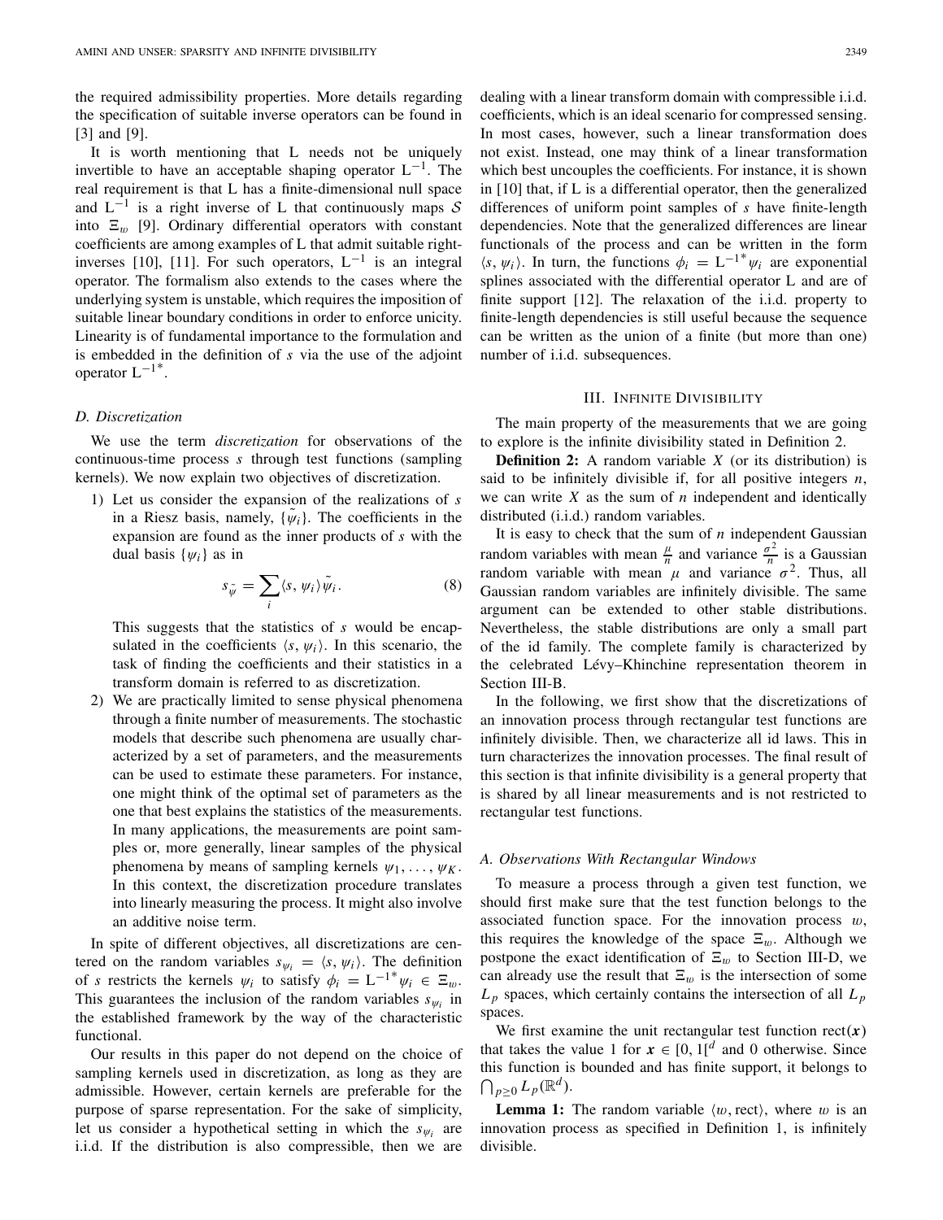the required admissibility properties. More details regarding the specification of suitable inverse operators can be found in [3] and [9].

It is worth mentioning that L needs not be uniquely invertible to have an acceptable shaping operator $\mathrm{L}^{-1}$. The real requirement is that L has a finite-dimensional null space and $\mathrm{L}^{-1}$ is a right inverse of L that continuously maps $\mathcal{S}$ into $\Xi_w$ [9]. Ordinary differential operators with constant coefficients are among examples of L that admit suitable right-inverses [10], [11]. For such operators, $\mathrm{L}^{-1}$ is an integral operator. The formalism also extends to the cases where the underlying system is unstable, which requires the imposition of suitable linear boundary conditions in order to enforce unicity. Linearity is of fundamental importance to the formulation and is embedded in the definition of $s$ via the use of the adjoint operator $\mathrm{L}^{-1^*}$.

### D. Discretization

We use the term *discretization* for observations of the continuous-time process $s$ through test functions (sampling kernels). We now explain two objectives of discretization.

1) Let us consider the expansion of the realizations of $s$ in a Riesz basis, namely, $\{\tilde{\psi}_i\}$. The coefficients in the expansion are found as the inner products of $s$ with the dual basis $\{\psi_i\}$ as in

$$s_{\tilde{\psi}} = \sum_i \langle s, \psi_i \rangle \tilde{\psi}_i. \tag{8}$$

This suggests that the statistics of $s$ would be encapsulated in the coefficients $\langle s, \psi_i \rangle$. In this scenario, the task of finding the coefficients and their statistics in a transform domain is referred to as discretization.

2) We are practically limited to sense physical phenomena through a finite number of measurements. The stochastic models that describe such phenomena are usually characterized by a set of parameters, and the measurements can be used to estimate these parameters. For instance, one might think of the optimal set of parameters as the one that best explains the statistics of the measurements. In many applications, the measurements are point samples or, more generally, linear samples of the physical phenomena by means of sampling kernels $\psi_1, \ldots, \psi_K$. In this context, the discretization procedure translates into linearly measuring the process. It might also involve an additive noise term.

In spite of different objectives, all discretizations are centered on the random variables $s_{\psi_i} = \langle s, \psi_i \rangle$. The definition of $s$ restricts the kernels $\psi_i$ to satisfy $\phi_i = \mathrm{L}^{-1^*}\psi_i \in \Xi_w$. This guarantees the inclusion of the random variables $s_{\psi_i}$ in the established framework by the way of the characteristic functional.

Our results in this paper do not depend on the choice of sampling kernels used in discretization, as long as they are admissible. However, certain kernels are preferable for the purpose of sparse representation. For the sake of simplicity, let us consider a hypothetical setting in which the $s_{\psi_i}$ are i.i.d. If the distribution is also compressible, then we are dealing with a linear transform domain with compressible i.i.d. coefficients, which is an ideal scenario for compressed sensing. In most cases, however, such a linear transformation does not exist. Instead, one may think of a linear transformation which best uncouples the coefficients. For instance, it is shown in [10] that, if L is a differential operator, then the generalized differences of uniform point samples of $s$ have finite-length dependencies. Note that the generalized differences are linear functionals of the process and can be written in the form $\langle s, \psi_i \rangle$. In turn, the functions $\phi_i = \mathrm{L}^{-1^*}\psi_i$ are exponential splines associated with the differential operator L and are of finite support [12]. The relaxation of the i.i.d. property to finite-length dependencies is still useful because the sequence can be written as the union of a finite (but more than one) number of i.i.d. subsequences.

## III. Infinite Divisibility

The main property of the measurements that we are going to explore is the infinite divisibility stated in Definition 2.

**Definition 2:** A random variable $X$ (or its distribution) is said to be infinitely divisible if, for all positive integers $n$, we can write $X$ as the sum of $n$ independent and identically distributed (i.i.d.) random variables.

It is easy to check that the sum of $n$ independent Gaussian random variables with mean $\frac{\mu}{n}$ and variance $\frac{\sigma^2}{n}$ is a Gaussian random variable with mean $\mu$ and variance $\sigma^2$. Thus, all Gaussian random variables are infinitely divisible. The same argument can be extended to other stable distributions. Nevertheless, the stable distributions are only a small part of the id family. The complete family is characterized by the celebrated Lévy–Khinchine representation theorem in Section III-B.

In the following, we first show that the discretizations of an innovation process through rectangular test functions are infinitely divisible. Then, we characterize all id laws. This in turn characterizes the innovation processes. The final result of this section is that infinite divisibility is a general property that is shared by all linear measurements and is not restricted to rectangular test functions.

### A. Observations With Rectangular Windows

To measure a process through a given test function, we should first make sure that the test function belongs to the associated function space. For the innovation process $w$, this requires the knowledge of the space $\Xi_w$. Although we postpone the exact identification of $\Xi_w$ to Section III-D, we can already use the result that $\Xi_w$ is the intersection of some $L_p$ spaces, which certainly contains the intersection of all $L_p$ spaces.

We first examine the unit rectangular test function $\mathrm{rect}(\boldsymbol{x})$ that takes the value 1 for $\boldsymbol{x} \in [0, 1[^d$ and 0 otherwise. Since this function is bounded and has finite support, it belongs to $\bigcap_{p \geq 0} L_p(\mathbb{R}^d)$.

**Lemma 1:** The random variable $\langle w, \mathrm{rect} \rangle$, where $w$ is an innovation process as specified in Definition 1, is infinitely divisible.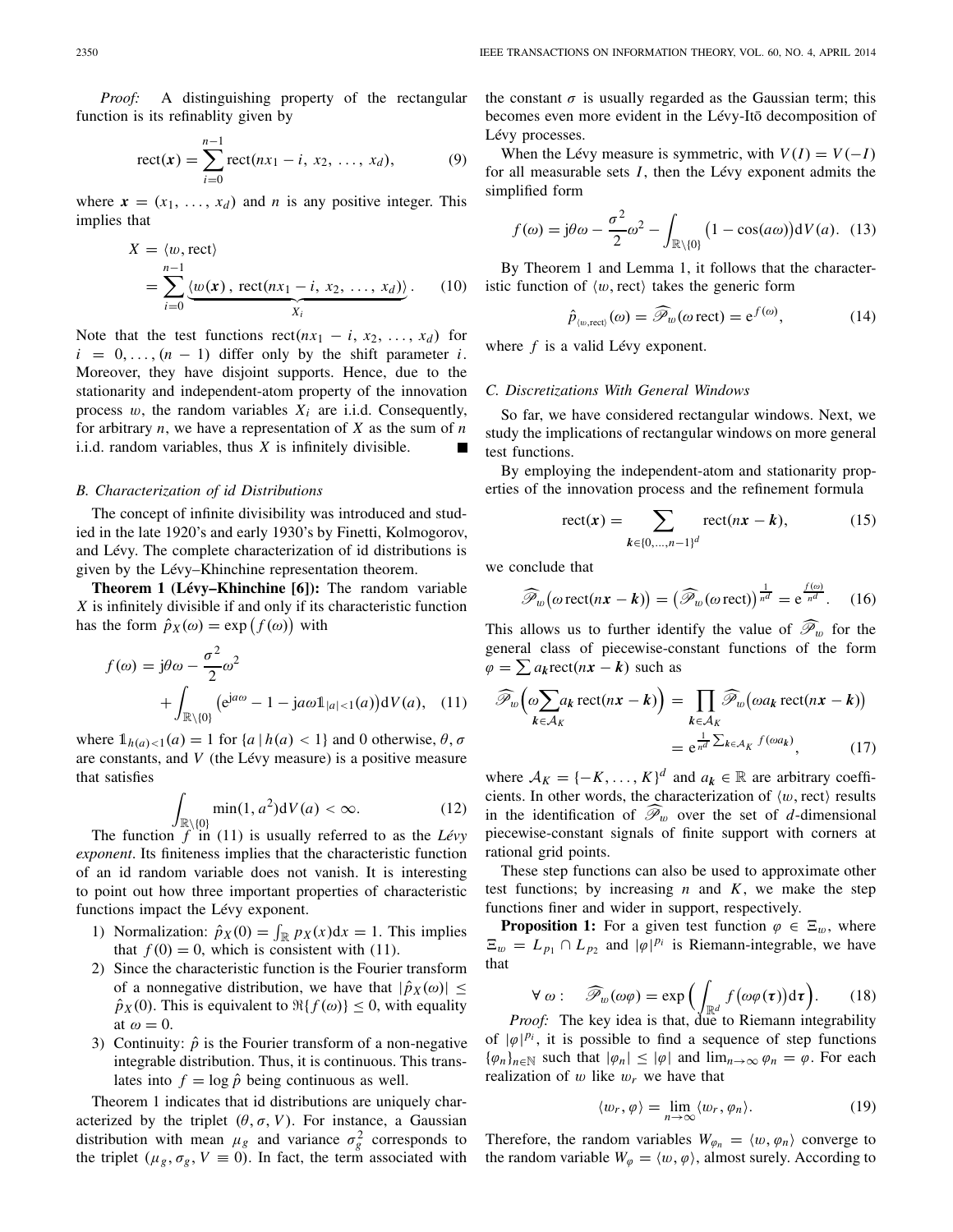*Proof:* A distinguishing property of the rectangular function is its refinablity given by

$$\mathrm{rect}(\boldsymbol{x}) = \sum_{i=0}^{n-1} \mathrm{rect}(nx_1 - i,\, x_2,\, \dots,\, x_d), \tag{9}$$

where $\boldsymbol{x} = (x_1, \dots, x_d)$ and $n$ is any positive integer. This implies that

$$\begin{aligned} X &= \langle w, \mathrm{rect}\rangle \\ &= \sum_{i=0}^{n-1} \underbrace{\langle w(\boldsymbol{x})\,,\, \mathrm{rect}(nx_1 - i,\, x_2,\, \dots,\, x_d)\rangle}_{X_i}. \end{aligned} \tag{10}$$

Note that the test functions $\mathrm{rect}(nx_1 - i, x_2, \dots, x_d)$ for $i = 0, \dots, (n-1)$ differ only by the shift parameter $i$. Moreover, they have disjoint supports. Hence, due to the stationarity and independent-atom property of the innovation process $w$, the random variables $X_i$ are i.i.d. Consequently, for arbitrary $n$, we have a representation of $X$ as the sum of $n$ i.i.d. random variables, thus $X$ is infinitely divisible. ■

### B. Characterization of id Distributions

The concept of infinite divisibility was introduced and studied in the late 1920's and early 1930's by Finetti, Kolmogorov, and Lévy. The complete characterization of id distributions is given by the Lévy–Khinchine representation theorem.

**Theorem 1 (Lévy–Khinchine [6]):** The random variable $X$ is infinitely divisible if and only if its characteristic function has the form $\hat{p}_X(\omega) = \exp\big(f(\omega)\big)$ with

$$\begin{aligned} f(\omega) = \mathrm{j}\theta\omega - \frac{\sigma^2}{2}\omega^2 \\ + \int_{\mathbb{R}\setminus\{0\}} \big(\mathrm{e}^{\mathrm{j}a\omega} - 1 - \mathrm{j}a\omega\mathbb{1}_{|a|<1}(a)\big)\mathrm{d}V(a), \end{aligned} \tag{11}$$

where $\mathbb{1}_{h(a)<1}(a) = 1$ for $\{a \,|\, h(a) < 1\}$ and 0 otherwise, $\theta, \sigma$ are constants, and $V$ (the Lévy measure) is a positive measure that satisfies

$$\int_{\mathbb{R}\setminus\{0\}} \min(1, a^2)\mathrm{d}V(a) < \infty. \tag{12}$$

The function $f$ in (11) is usually referred to as the *Lévy exponent*. Its finiteness implies that the characteristic function of an id random variable does not vanish. It is interesting to point out how three important properties of characteristic functions impact the Lévy exponent.

1) Normalization: $\hat{p}_X(0) = \int_{\mathbb{R}} p_X(x)\mathrm{d}x = 1$. This implies that $f(0) = 0$, which is consistent with (11).
2) Since the characteristic function is the Fourier transform of a nonnegative distribution, we have that $|\hat{p}_X(\omega)| \leq \hat{p}_X(0)$. This is equivalent to $\Re\{f(\omega)\} \leq 0$, with equality at $\omega = 0$.
3) Continuity: $\hat{p}$ is the Fourier transform of a non-negative integrable distribution. Thus, it is continuous. This translates into $f = \log \hat{p}$ being continuous as well.

Theorem 1 indicates that id distributions are uniquely characterized by the triplet $(\theta, \sigma, V)$. For instance, a Gaussian distribution with mean $\mu_g$ and variance $\sigma_g^2$ corresponds to the triplet $(\mu_g, \sigma_g, V \equiv 0)$. In fact, the term associated with the constant $\sigma$ is usually regarded as the Gaussian term; this becomes even more evident in the Lévy-Itō decomposition of Lévy processes.

When the Lévy measure is symmetric, with $V(I) = V(-I)$ for all measurable sets $I$, then the Lévy exponent admits the simplified form

$$f(\omega) = \mathrm{j}\theta\omega - \frac{\sigma^2}{2}\omega^2 - \int_{\mathbb{R}\setminus\{0\}} \big(1 - \cos(a\omega)\big)\mathrm{d}V(a). \tag{13}$$

By Theorem 1 and Lemma 1, it follows that the characteristic function of $\langle w, \mathrm{rect}\rangle$ takes the generic form

$$\hat{p}_{\langle w, \mathrm{rect}\rangle}(\omega) = \widehat{\mathscr{P}}_w(\omega\,\mathrm{rect}) = \mathrm{e}^{f(\omega)}, \tag{14}$$

where $f$ is a valid Lévy exponent.

### C. Discretizations With General Windows

So far, we have considered rectangular windows. Next, we study the implications of rectangular windows on more general test functions.

By employing the independent-atom and stationarity properties of the innovation process and the refinement formula

$$\mathrm{rect}(\boldsymbol{x}) = \sum_{\boldsymbol{k}\in\{0,\dots,n-1\}^d} \mathrm{rect}(n\boldsymbol{x} - \boldsymbol{k}), \tag{15}$$

we conclude that

$$\widehat{\mathscr{P}}_w\big(\omega\,\mathrm{rect}(n\boldsymbol{x} - \boldsymbol{k})\big) = \big(\widehat{\mathscr{P}}_w(\omega\,\mathrm{rect})\big)^{\frac{1}{n^d}} = \mathrm{e}^{\frac{f(\omega)}{n^d}}. \tag{16}$$

This allows us to further identify the value of $\widehat{\mathscr{P}}_w$ for the general class of piecewise-constant functions of the form $\varphi = \sum a_{\boldsymbol{k}}\mathrm{rect}(n\boldsymbol{x} - \boldsymbol{k})$ such as

$$\begin{aligned} \widehat{\mathscr{P}}_w\Big(\omega\sum_{\boldsymbol{k}\in\mathcal{A}_K} a_{\boldsymbol{k}}\,\mathrm{rect}(n\boldsymbol{x} - \boldsymbol{k})\Big) &= \prod_{\boldsymbol{k}\in\mathcal{A}_K} \widehat{\mathscr{P}}_w\big(\omega a_{\boldsymbol{k}}\,\mathrm{rect}(n\boldsymbol{x} - \boldsymbol{k})\big) \\ &= \mathrm{e}^{\frac{1}{n^d}\sum_{\boldsymbol{k}\in\mathcal{A}_K} f(\omega a_{\boldsymbol{k}})}, \end{aligned} \tag{17}$$

where $\mathcal{A}_K = \{-K, \dots, K\}^d$ and $a_{\boldsymbol{k}} \in \mathbb{R}$ are arbitrary coefficients. In other words, the characterization of $\langle w, \mathrm{rect}\rangle$ results in the identification of $\widehat{\mathscr{P}}_w$ over the set of $d$-dimensional piecewise-constant signals of finite support with corners at rational grid points.

These step functions can also be used to approximate other test functions; by increasing $n$ and $K$, we make the step functions finer and wider in support, respectively.

**Proposition 1:** For a given test function $\varphi \in \Xi_w$, where $\Xi_w = L_{p_1} \cap L_{p_2}$ and $|\varphi|^{p_i}$ is Riemann-integrable, we have that

$$\forall\, \omega: \quad \widehat{\mathscr{P}}_w(\omega\varphi) = \exp\Big(\int_{\mathbb{R}^d} f\big(\omega\varphi(\boldsymbol{\tau})\big)\mathrm{d}\boldsymbol{\tau}\Big). \tag{18}$$

*Proof:* The key idea is that, due to Riemann integrability of $|\varphi|^{p_i}$, it is possible to find a sequence of step functions $\{\varphi_n\}_{n\in\mathbb{N}}$ such that $|\varphi_n| \leq |\varphi|$ and $\lim_{n\to\infty} \varphi_n = \varphi$. For each realization of $w$ like $w_r$ we have that

$$\langle w_r, \varphi\rangle = \lim_{n\to\infty} \langle w_r, \varphi_n\rangle. \tag{19}$$

Therefore, the random variables $W_{\varphi_n} = \langle w, \varphi_n\rangle$ converge to the random variable $W_\varphi = \langle w, \varphi\rangle$, almost surely. According to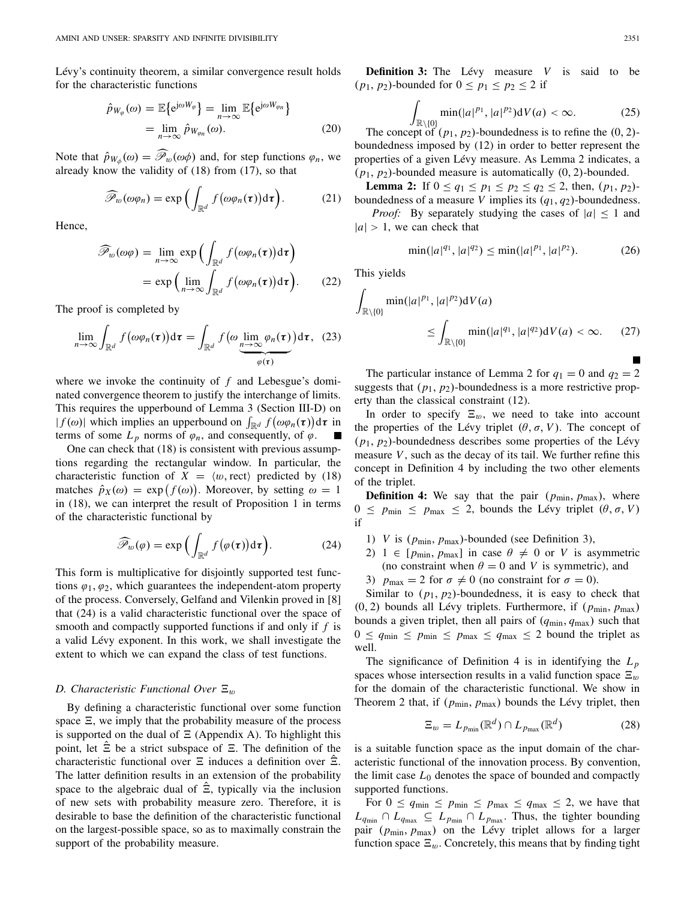Lévy's continuity theorem, a similar convergence result holds for the characteristic functions

$$\hat{p}_{W_\varphi}(\omega) = \mathbb{E}\{\mathrm{e}^{\mathrm{j}\omega W_\varphi}\} = \lim_{n\to\infty} \mathbb{E}\{\mathrm{e}^{\mathrm{j}\omega W_{\varphi_n}}\} = \lim_{n\to\infty} \hat{p}_{W_{\varphi_n}}(\omega). \tag{20}$$

Note that $\hat{p}_{W_\phi}(\omega) = \widehat{\mathscr{P}}_w(\omega\phi)$ and, for step functions $\varphi_n$, we already know the validity of (18) from (17), so that

$$\widehat{\mathscr{P}}_w(\omega\varphi_n) = \exp\Big(\int_{\mathbb{R}^d} f\big(\omega\varphi_n(\boldsymbol{\tau})\big)\mathrm{d}\boldsymbol{\tau}\Big). \tag{21}$$

Hence,

$$\widehat{\mathscr{P}}_w(\omega\varphi) = \lim_{n\to\infty} \exp\Big(\int_{\mathbb{R}^d} f\big(\omega\varphi_n(\boldsymbol{\tau})\big)\mathrm{d}\boldsymbol{\tau}\Big) = \exp\Big(\lim_{n\to\infty}\int_{\mathbb{R}^d} f\big(\omega\varphi_n(\boldsymbol{\tau})\big)\mathrm{d}\boldsymbol{\tau}\Big). \tag{22}$$

The proof is completed by

$$\lim_{n\to\infty}\int_{\mathbb{R}^d} f\big(\omega\varphi_n(\boldsymbol{\tau})\big)\mathrm{d}\boldsymbol{\tau} = \int_{\mathbb{R}^d} f\big(\omega \underbrace{\lim_{n\to\infty}\varphi_n(\boldsymbol{\tau})}_{\varphi(\boldsymbol{\tau})}\big)\mathrm{d}\boldsymbol{\tau}, \tag{23}$$

where we invoke the continuity of $f$ and Lebesgue's dominated convergence theorem to justify the interchange of limits. This requires the upperbound of Lemma 3 (Section III-D) on $|f(\omega)|$ which implies an upperbound on $\int_{\mathbb{R}^d} f\big(\omega\varphi_n(\boldsymbol{\tau})\big)\mathrm{d}\boldsymbol{\tau}$ in terms of some $L_p$ norms of $\varphi_n$, and consequently, of $\varphi$. ∎

One can check that (18) is consistent with previous assumptions regarding the rectangular window. In particular, the characteristic function of $X = \langle w, \mathrm{rect}\rangle$ predicted by (18) matches $\hat{p}_X(\omega) = \exp\big(f(\omega)\big)$. Moreover, by setting $\omega = 1$ in (18), we can interpret the result of Proposition 1 in terms of the characteristic functional by

$$\widehat{\mathscr{P}}_w(\varphi) = \exp\Big(\int_{\mathbb{R}^d} f\big(\varphi(\boldsymbol{\tau})\big)\mathrm{d}\boldsymbol{\tau}\Big). \tag{24}$$

This form is multiplicative for disjointly supported test functions $\varphi_1, \varphi_2$, which guarantees the independent-atom property of the process. Conversely, Gelfand and Vilenkin proved in [8] that (24) is a valid characteristic functional over the space of smooth and compactly supported functions if and only if $f$ is a valid Lévy exponent. In this work, we shall investigate the extent to which we can expand the class of test functions.

### D. Characteristic Functional Over $\Xi_w$

By defining a characteristic functional over some function space $\Xi$, we imply that the probability measure of the process is supported on the dual of $\Xi$ (Appendix A). To highlight this point, let $\hat{\Xi}$ be a strict subspace of $\Xi$. The definition of the characteristic functional over $\Xi$ induces a definition over $\hat{\Xi}$. The latter definition results in an extension of the probability space to the algebraic dual of $\hat{\Xi}$, typically via the inclusion of new sets with probability measure zero. Therefore, it is desirable to base the definition of the characteristic functional on the largest-possible space, so as to maximally constrain the support of the probability measure.

**Definition 3:** The Lévy measure $V$ is said to be $(p_1, p_2)$-bounded for $0 \le p_1 \le p_2 \le 2$ if

$$\int_{\mathbb{R}\setminus\{0\}} \min(|a|^{p_1}, |a|^{p_2})\mathrm{d}V(a) < \infty. \tag{25}$$

The concept of $(p_1, p_2)$-boundedness is to refine the $(0, 2)$-boundedness imposed by (12) in order to better represent the properties of a given Lévy measure. As Lemma 2 indicates, a $(p_1, p_2)$-bounded measure is automatically $(0, 2)$-bounded.

**Lemma 2:** If $0 \le q_1 \le p_1 \le p_2 \le q_2 \le 2$, then, $(p_1, p_2)$-boundedness of a measure $V$ implies its $(q_1, q_2)$-boundedness.

*Proof:* By separately studying the cases of $|a| \le 1$ and $|a| > 1$, we can check that

$$\min(|a|^{q_1}, |a|^{q_2}) \le \min(|a|^{p_1}, |a|^{p_2}). \tag{26}$$

This yields

$$\int_{\mathbb{R}\setminus\{0\}} \min(|a|^{p_1}, |a|^{p_2})\mathrm{d}V(a) \le \int_{\mathbb{R}\setminus\{0\}} \min(|a|^{q_1}, |a|^{q_2})\mathrm{d}V(a) < \infty. \tag{27}$$

∎

The particular instance of Lemma 2 for $q_1 = 0$ and $q_2 = 2$ suggests that $(p_1, p_2)$-boundedness is a more restrictive property than the classical constraint (12).

In order to specify $\Xi_w$, we need to take into account the properties of the Lévy triplet $(\theta, \sigma, V)$. The concept of $(p_1, p_2)$-boundedness describes some properties of the Lévy measure $V$, such as the decay of its tail. We further refine this concept in Definition 4 by including the two other elements of the triplet.

**Definition 4:** We say that the pair $(p_{\min}, p_{\max})$, where $0 \le p_{\min} \le p_{\max} \le 2$, bounds the Lévy triplet $(\theta, \sigma, V)$ if

1) $V$ is $(p_{\min}, p_{\max})$-bounded (see Definition 3),
2) $1 \in [p_{\min}, p_{\max}]$ in case $\theta \ne 0$ or $V$ is asymmetric (no constraint when $\theta = 0$ and $V$ is symmetric), and
3) $p_{\max} = 2$ for $\sigma \ne 0$ (no constraint for $\sigma = 0$).

Similar to $(p_1, p_2)$-boundedness, it is easy to check that $(0, 2)$ bounds all Lévy triplets. Furthermore, if $(p_{\min}, p_{\max})$ bounds a given triplet, then all pairs of $(q_{\min}, q_{\max})$ such that $0 \le q_{\min} \le p_{\min} \le p_{\max} \le q_{\max} \le 2$ bound the triplet as well.

The significance of Definition 4 is in identifying the $L_p$ spaces whose intersection results in a valid function space $\Xi_w$ for the domain of the characteristic functional. We show in Theorem 2 that, if $(p_{\min}, p_{\max})$ bounds the Lévy triplet, then

$$\Xi_w = L_{p_{\min}}(\mathbb{R}^d) \cap L_{p_{\max}}(\mathbb{R}^d) \tag{28}$$

is a suitable function space as the input domain of the characteristic functional of the innovation process. By convention, the limit case $L_0$ denotes the space of bounded and compactly supported functions.

For $0 \le q_{\min} \le p_{\min} \le p_{\max} \le q_{\max} \le 2$, we have that $L_{q_{\min}} \cap L_{q_{\max}} \subseteq L_{p_{\min}} \cap L_{p_{\max}}$. Thus, the tighter bounding pair $(p_{\min}, p_{\max})$ on the Lévy triplet allows for a larger function space $\Xi_w$. Concretely, this means that by finding tight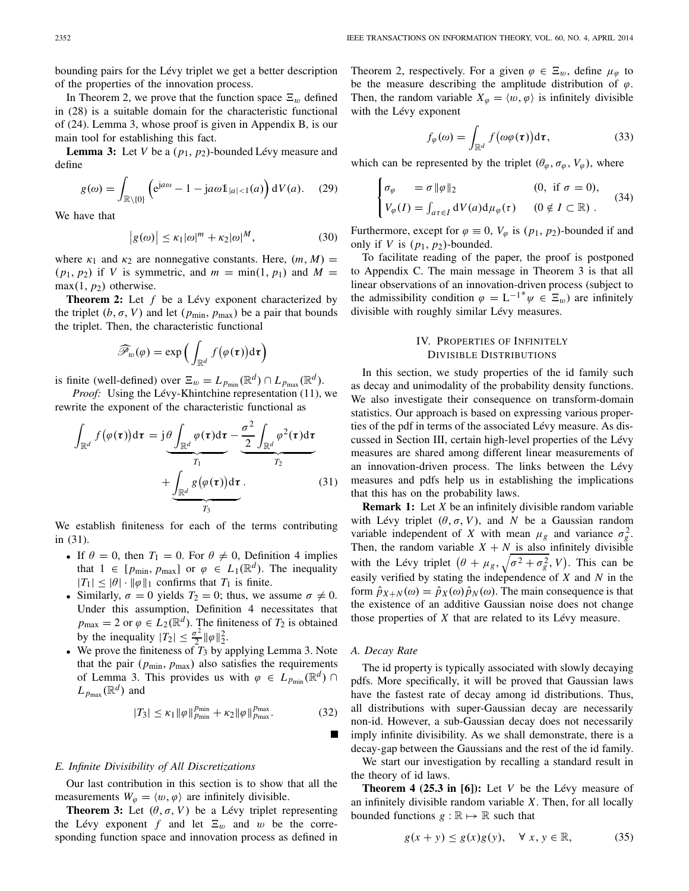bounding pairs for the Lévy triplet we get a better description of the properties of the innovation process.

In Theorem 2, we prove that the function space $\Xi_w$ defined in (28) is a suitable domain for the characteristic functional of (24). Lemma 3, whose proof is given in Appendix B, is our main tool for establishing this fact.

**Lemma 3:** Let $V$ be a $(p_1, p_2)$-bounded Lévy measure and define

$$g(\omega) = \int_{\mathbb{R}\setminus\{0\}} \left( e^{ja\omega} - 1 - ja\omega \mathbb{1}_{|a|<1}(a) \right) \mathrm{d}V(a). \quad (29)$$

We have that

$$\left| g(\omega) \right| \leq \kappa_1 |\omega|^m + \kappa_2 |\omega|^M, \quad (30)$$

where $\kappa_1$ and $\kappa_2$ are nonnegative constants. Here, $(m, M) = (p_1, p_2)$ if $V$ is symmetric, and $m = \min(1, p_1)$ and $M = \max(1, p_2)$ otherwise.

**Theorem 2:** Let $f$ be a Lévy exponent characterized by the triplet $(b, \sigma, V)$ and let $(p_{\min}, p_{\max})$ be a pair that bounds the triplet. Then, the characteristic functional

$$\widehat{\mathscr{P}}_w(\varphi) = \exp\Big( \int_{\mathbb{R}^d} f\big(\varphi(\boldsymbol{\tau})\big) \mathrm{d}\boldsymbol{\tau} \Big)$$

is finite (well-defined) over $\Xi_w = L_{p_{\min}}(\mathbb{R}^d) \cap L_{p_{\max}}(\mathbb{R}^d)$.

*Proof:* Using the Lévy-Khintchine representation (11), we rewrite the exponent of the characteristic functional as

$$\int_{\mathbb{R}^d} f\big(\varphi(\boldsymbol{\tau})\big) \mathrm{d}\boldsymbol{\tau} = \underbrace{\mathrm{j}\theta \int_{\mathbb{R}^d} \varphi(\boldsymbol{\tau}) \mathrm{d}\boldsymbol{\tau}}_{T_1} - \underbrace{\frac{\sigma^2}{2} \int_{\mathbb{R}^d} \varphi^2(\boldsymbol{\tau}) \mathrm{d}\boldsymbol{\tau}}_{T_2} + \underbrace{\int_{\mathbb{R}^d} g\big(\varphi(\boldsymbol{\tau})\big) \mathrm{d}\boldsymbol{\tau}}_{T_3}. \quad (31)$$

We establish finiteness for each of the terms contributing in (31).

- If $\theta = 0$, then $T_1 = 0$. For $\theta \neq 0$, Definition 4 implies that $1 \in [p_{\min}, p_{\max}]$ or $\varphi \in L_1(\mathbb{R}^d)$. The inequality $|T_1| \leq |\theta| \cdot \|\varphi\|_1$ confirms that $T_1$ is finite.
- Similarly, $\sigma = 0$ yields $T_2 = 0$; thus, we assume $\sigma \neq 0$. Under this assumption, Definition 4 necessitates that $p_{\max} = 2$ or $\varphi \in L_2(\mathbb{R}^d)$. The finiteness of $T_2$ is obtained by the inequality $|T_2| \leq \frac{\sigma^2}{2} \|\varphi\|_2^2$.
- We prove the finiteness of $T_3$ by applying Lemma 3. Note that the pair $(p_{\min}, p_{\max})$ also satisfies the requirements of Lemma 3. This provides us with $\varphi \in L_{p_{\min}}(\mathbb{R}^d) \cap L_{p_{\max}}(\mathbb{R}^d)$ and

$$|T_3| \leq \kappa_1 \|\varphi\|_{p_{\min}}^{p_{\min}} + \kappa_2 \|\varphi\|_{p_{\max}}^{p_{\max}}. \quad (32)$$

■

### E. Infinite Divisibility of All Discretizations

Our last contribution in this section is to show that all the measurements $W_\varphi = \langle w, \varphi \rangle$ are infinitely divisible.

**Theorem 3:** Let $(\theta, \sigma, V)$ be a Lévy triplet representing the Lévy exponent $f$ and let $\Xi_w$ and $w$ be the corresponding function space and innovation process as defined in Theorem 2, respectively. For a given $\varphi \in \Xi_w$, define $\mu_\varphi$ to be the measure describing the amplitude distribution of $\varphi$. Then, the random variable $X_\varphi = \langle w, \varphi \rangle$ is infinitely divisible with the Lévy exponent

$$f_\varphi(\omega) = \int_{\mathbb{R}^d} f\big(\omega\varphi(\boldsymbol{\tau})\big) \mathrm{d}\boldsymbol{\tau}, \quad (33)$$

which can be represented by the triplet $(\theta_\varphi, \sigma_\varphi, V_\varphi)$, where

$$\begin{cases} \sigma_\varphi &= \sigma \|\varphi\|_2 \qquad\qquad (0, \text{ if } \sigma = 0), \\ V_\varphi(I) = \int_{a\tau \in I} \mathrm{d}V(a) \mathrm{d}\mu_\varphi(\tau) & (0 \notin I \subset \mathbb{R}) \ . \end{cases} \quad (34)$$

Furthermore, except for $\varphi \equiv 0$, $V_\varphi$ is $(p_1, p_2)$-bounded if and only if $V$ is $(p_1, p_2)$-bounded.

To facilitate reading of the paper, the proof is postponed to Appendix C. The main message in Theorem 3 is that all linear observations of an innovation-driven process (subject to the admissibility condition $\varphi = \mathrm{L}^{-1*}\psi \in \Xi_w$) are infinitely divisible with roughly similar Lévy measures.

## IV. Properties of Infinitely Divisible Distributions

In this section, we study properties of the id family such as decay and unimodality of the probability density functions. We also investigate their consequence on transform-domain statistics. Our approach is based on expressing various properties of the pdf in terms of the associated Lévy measure. As discussed in Section III, certain high-level properties of the Lévy measures are shared among different linear measurements of an innovation-driven process. The links between the Lévy measures and pdfs help us in establishing the implications that this has on the probability laws.

**Remark 1:** Let $X$ be an infinitely divisible random variable with Lévy triplet $(\theta, \sigma, V)$, and $N$ be a Gaussian random variable independent of $X$ with mean $\mu_g$ and variance $\sigma_g^2$. Then, the random variable $X + N$ is also infinitely divisible with the Lévy triplet $\big(\theta + \mu_g, \sqrt{\sigma^2 + \sigma_g^2}, V\big)$. This can be easily verified by stating the independence of $X$ and $N$ in the form $\hat{p}_{X+N}(\omega) = \hat{p}_X(\omega)\hat{p}_N(\omega)$. The main consequence is that the existence of an additive Gaussian noise does not change those properties of $X$ that are related to its Lévy measure.

### A. Decay Rate

The id property is typically associated with slowly decaying pdfs. More specifically, it will be proved that Gaussian laws have the fastest rate of decay among id distributions. Thus, all distributions with super-Gaussian decay are necessarily non-id. However, a sub-Gaussian decay does not necessarily imply infinite divisibility. As we shall demonstrate, there is a decay-gap between the Gaussians and the rest of the id family.

We start our investigation by recalling a standard result in the theory of id laws.

**Theorem 4 (25.3 in [6]):** Let $V$ be the Lévy measure of an infinitely divisible random variable $X$. Then, for all locally bounded functions $g : \mathbb{R} \mapsto \mathbb{R}$ such that

$$g(x + y) \leq g(x)g(y), \quad \forall\, x, y \in \mathbb{R}, \quad (35)$$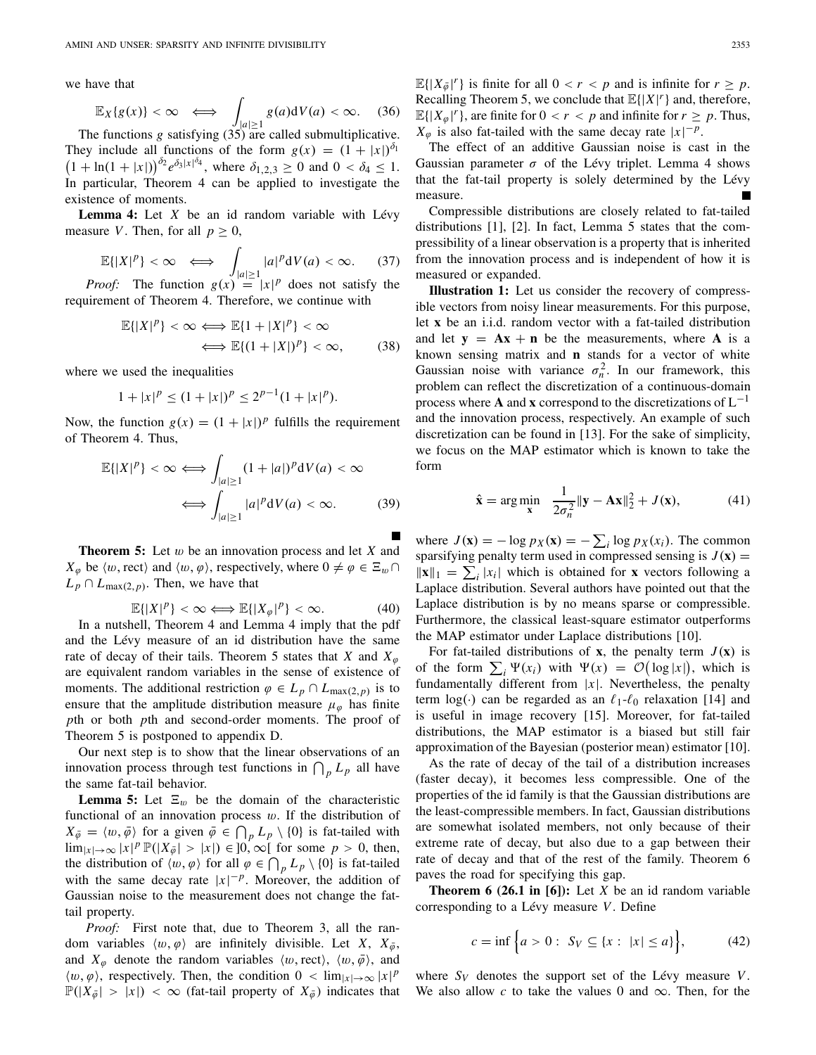we have that

$$\mathbb{E}_X\{g(x)\} < \infty \iff \int_{|a|\geq 1} g(a)\mathrm{d}V(a) < \infty. \quad (36)$$

The functions $g$ satisfying (35) are called submultiplicative. They include all functions of the form $g(x) = (1+|x|)^{\delta_1}\big(1+\ln(1+|x|)\big)^{\delta_2} e^{\delta_3 |x|^{\delta_4}}$, where $\delta_{1,2,3} \geq 0$ and $0 < \delta_4 \leq 1$. In particular, Theorem 4 can be applied to investigate the existence of moments.

**Lemma 4:** Let $X$ be an id random variable with Lévy measure $V$. Then, for all $p \geq 0$,

$$\mathbb{E}\{|X|^p\} < \infty \iff \int_{|a|\geq 1} |a|^p \mathrm{d}V(a) < \infty. \quad (37)$$

*Proof:* The function $g(x) = |x|^p$ does not satisfy the requirement of Theorem 4. Therefore, we continue with

$$\begin{aligned}\mathbb{E}\{|X|^p\} < \infty &\iff \mathbb{E}\{1+|X|^p\} < \infty \\ &\iff \mathbb{E}\{(1+|X|)^p\} < \infty, \end{aligned} \quad (38)$$

where we used the inequalities

$$1+|x|^p \leq (1+|x|)^p \leq 2^{p-1}(1+|x|^p).$$

Now, the function $g(x) = (1+|x|)^p$ fulfills the requirement of Theorem 4. Thus,

$$\begin{aligned}\mathbb{E}\{|X|^p\} < \infty &\iff \int_{|a|\geq 1} (1+|a|)^p \mathrm{d}V(a) < \infty \\ &\iff \int_{|a|\geq 1} |a|^p \mathrm{d}V(a) < \infty. \end{aligned} \quad (39)$$

■

**Theorem 5:** Let $w$ be an innovation process and let $X$ and $X_\varphi$ be $\langle w, \mathrm{rect}\rangle$ and $\langle w, \varphi\rangle$, respectively, where $0 \neq \varphi \in \Xi_w \cap L_p \cap L_{\max(2,p)}$. Then, we have that

$$\mathbb{E}\{|X|^p\} < \infty \iff \mathbb{E}\{|X_\varphi|^p\} < \infty. \quad (40)$$

In a nutshell, Theorem 4 and Lemma 4 imply that the pdf and the Lévy measure of an id distribution have the same rate of decay of their tails. Theorem 5 states that $X$ and $X_\varphi$ are equivalent random variables in the sense of existence of moments. The additional restriction $\varphi \in L_p \cap L_{\max(2,p)}$ is to ensure that the amplitude distribution measure $\mu_\varphi$ has finite $p$th or both $p$th and second-order moments. The proof of Theorem 5 is postponed to appendix D.

Our next step is to show that the linear observations of an innovation process through test functions in $\bigcap_p L_p$ all have the same fat-tail behavior.

**Lemma 5:** Let $\Xi_w$ be the domain of the characteristic functional of an innovation process $w$. If the distribution of $X_{\bar{\varphi}} = \langle w, \bar{\varphi}\rangle$ for a given $\bar{\varphi} \in \bigcap_p L_p \setminus \{0\}$ is fat-tailed with $\lim_{|x|\to\infty} |x|^p\, \mathbb{P}(|X_{\bar{\varphi}}| > |x|) \in ]0, \infty[$ for some $p > 0$, then, the distribution of $\langle w, \varphi\rangle$ for all $\varphi \in \bigcap_p L_p \setminus \{0\}$ is fat-tailed with the same decay rate $|x|^{-p}$. Moreover, the addition of Gaussian noise to the measurement does not change the fat-tail property.

*Proof:* First note that, due to Theorem 3, all the random variables $\langle w, \varphi\rangle$ are infinitely divisible. Let $X$, $X_{\bar{\varphi}}$, and $X_\varphi$ denote the random variables $\langle w, \mathrm{rect}\rangle$, $\langle w, \bar{\varphi}\rangle$, and $\langle w, \varphi\rangle$, respectively. Then, the condition $0 < \lim_{|x|\to\infty} |x|^p\, \mathbb{P}(|X_{\bar{\varphi}}| > |x|) < \infty$ (fat-tail property of $X_{\bar{\varphi}}$) indicates that $\mathbb{E}\{|X_{\bar{\varphi}}|^r\}$ is finite for all $0 < r < p$ and is infinite for $r \geq p$. Recalling Theorem 5, we conclude that $\mathbb{E}\{|X|^r\}$ and, therefore, $\mathbb{E}\{|X_\varphi|^r\}$, are finite for $0 < r < p$ and infinite for $r \geq p$. Thus, $X_\varphi$ is also fat-tailed with the same decay rate $|x|^{-p}$.

The effect of an additive Gaussian noise is cast in the Gaussian parameter $\sigma$ of the Lévy triplet. Lemma 4 shows that the fat-tail property is solely determined by the Lévy measure. ■

Compressible distributions are closely related to fat-tailed distributions [1], [2]. In fact, Lemma 5 states that the compressibility of a linear observation is a property that is inherited from the innovation process and is independent of how it is measured or expanded.

**Illustration 1:** Let us consider the recovery of compressible vectors from noisy linear measurements. For this purpose, let $\mathbf{x}$ be an i.i.d. random vector with a fat-tailed distribution and let $\mathbf{y} = \mathbf{A}\mathbf{x} + \mathbf{n}$ be the measurements, where $\mathbf{A}$ is a known sensing matrix and $\mathbf{n}$ stands for a vector of white Gaussian noise with variance $\sigma_n^2$. In our framework, this problem can reflect the discretization of a continuous-domain process where $\mathbf{A}$ and $\mathbf{x}$ correspond to the discretizations of $\mathrm{L}^{-1}$ and the innovation process, respectively. An example of such discretization can be found in [13]. For the sake of simplicity, we focus on the MAP estimator which is known to take the form

$$\hat{\mathbf{x}} = \arg\min_{\mathbf{x}} \quad \frac{1}{2\sigma_n^2}\|\mathbf{y} - \mathbf{A}\mathbf{x}\|_2^2 + J(\mathbf{x}), \quad (41)$$

where $J(\mathbf{x}) = -\log p_X(\mathbf{x}) = -\sum_i \log p_X(x_i)$. The common sparsifying penalty term used in compressed sensing is $J(\mathbf{x}) = \|\mathbf{x}\|_1 = \sum_i |x_i|$ which is obtained for $\mathbf{x}$ vectors following a Laplace distribution. Several authors have pointed out that the Laplace distribution is by no means sparse or compressible. Furthermore, the classical least-square estimator outperforms the MAP estimator under Laplace distributions [10].

For fat-tailed distributions of $\mathbf{x}$, the penalty term $J(\mathbf{x})$ is of the form $\sum_i \Psi(x_i)$ with $\Psi(x) = \mathcal{O}\big(\log|x|\big)$, which is fundamentally different from $|x|$. Nevertheless, the penalty term $\log(\cdot)$ can be regarded as an $\ell_1$-$\ell_0$ relaxation [14] and is useful in image recovery [15]. Moreover, for fat-tailed distributions, the MAP estimator is a biased but still fair approximation of the Bayesian (posterior mean) estimator [10].

As the rate of decay of the tail of a distribution increases (faster decay), it becomes less compressible. One of the properties of the id family is that the Gaussian distributions are the least-compressible members. In fact, Gaussian distributions are somewhat isolated members, not only because of their extreme rate of decay, but also due to a gap between their rate of decay and that of the rest of the family. Theorem 6 paves the road for specifying this gap.

**Theorem 6 (26.1 in [6]):** Let $X$ be an id random variable corresponding to a Lévy measure $V$. Define

$$c = \inf\Big\{a > 0 : \; S_V \subseteq \{x : \; |x| \leq a\}\Big\}, \quad (42)$$

where $S_V$ denotes the support set of the Lévy measure $V$. We also allow $c$ to take the values 0 and $\infty$. Then, for the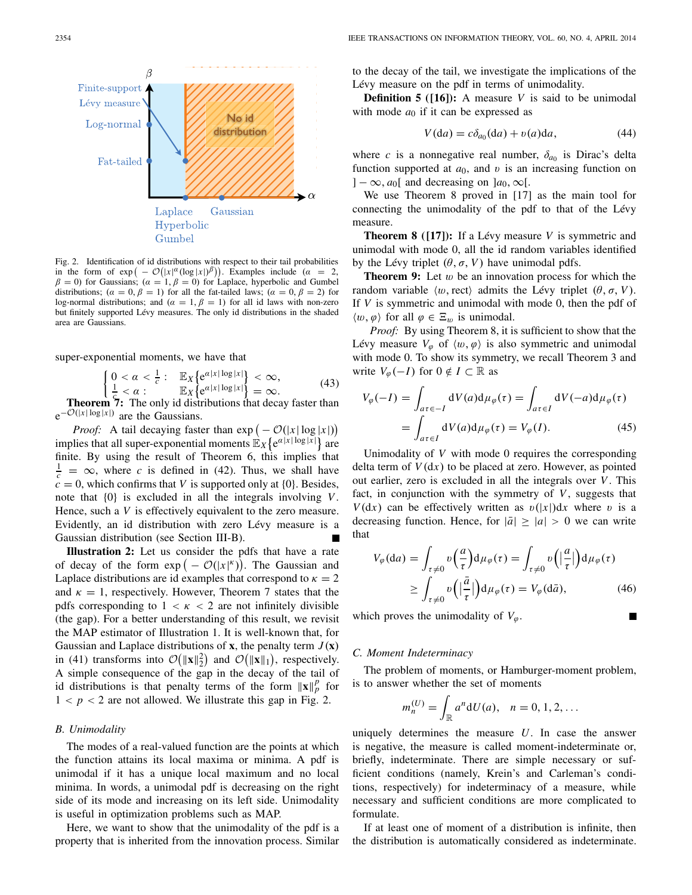Fig. 2. Identification of id distributions with respect to their tail probabilities in the form of $\exp\big(-\mathcal{O}(|x|^{\alpha}(\log|x|)^{\beta})\big)$. Examples include ($\alpha=2$, $\beta=0$) for Gaussians; ($\alpha=1,\beta=0$) for Laplace, hyperbolic and Gumbel distributions; ($\alpha=0,\beta=1$) for all the fat-tailed laws; ($\alpha=0,\beta=2$) for log-normal distributions; and ($\alpha=1,\beta=1$) for all id laws with non-zero but finitely supported Lévy measures. The only id distributions in the shaded area are Gaussians.

super-exponential moments, we have that

$$\begin{cases} 0<\alpha<\frac{1}{c}: & \mathbb{E}_X\big\{\mathrm{e}^{\alpha|x|\log|x|}\big\}<\infty,\\ \frac{1}{c}<\alpha: & \mathbb{E}_X\big\{\mathrm{e}^{\alpha|x|\log|x|}\big\}=\infty.\end{cases} \tag{43}$$

**Theorem 7:** The only id distributions that decay faster than $\mathrm{e}^{-\mathcal{O}(|x|\log|x|)}$ are the Gaussians.

*Proof:* A tail decaying faster than $\exp\big(-\mathcal{O}(|x|\log|x|)\big)$ implies that all super-exponential moments $\mathbb{E}_X\big\{\mathrm{e}^{\alpha|x|\log|x|}\big\}$ are finite. By using the result of Theorem 6, this implies that $\frac{1}{c}=\infty$, where $c$ is defined in (42). Thus, we shall have $c=0$, which confirms that $V$ is supported only at $\{0\}$. Besides, note that $\{0\}$ is excluded in all the integrals involving $V$. Hence, such a $V$ is effectively equivalent to the zero measure. Evidently, an id distribution with zero Lévy measure is a Gaussian distribution (see Section III-B). ■

**Illustration 2:** Let us consider the pdfs that have a rate of decay of the form $\exp\big(-\mathcal{O}(|x|^{\kappa})\big)$. The Gaussian and Laplace distributions are id examples that correspond to $\kappa=2$ and $\kappa=1$, respectively. However, Theorem 7 states that the pdfs corresponding to $1<\kappa<2$ are not infinitely divisible (the gap). For a better understanding of this result, we revisit the MAP estimator of Illustration 1. It is well-known that, for Gaussian and Laplace distributions of $\mathbf{x}$, the penalty term $J(\mathbf{x})$ in (41) transforms into $\mathcal{O}\big(\|\mathbf{x}\|_2^2\big)$ and $\mathcal{O}\big(\|\mathbf{x}\|_1\big)$, respectively. A simple consequence of the gap in the decay of the tail of id distributions is that penalty terms of the form $\|\mathbf{x}\|_p^p$ for $1<p<2$ are not allowed. We illustrate this gap in Fig. 2.

### B. Unimodality

The modes of a real-valued function are the points at which the function attains its local maxima or minima. A pdf is unimodal if it has a unique local maximum and no local minima. In words, a unimodal pdf is decreasing on the right side of its mode and increasing on its left side. Unimodality is useful in optimization problems such as MAP.

Here, we want to show that the unimodality of the pdf is a property that is inherited from the innovation process. Similar to the decay of the tail, we investigate the implications of the Lévy measure on the pdf in terms of unimodality.

**Definition 5 ([16]):** A measure $V$ is said to be unimodal with mode $a_0$ if it can be expressed as

$$V(\mathrm{d}a)=c\delta_{a_0}(\mathrm{d}a)+\upsilon(a)\mathrm{d}a, \tag{44}$$

where $c$ is a nonnegative real number, $\delta_{a_0}$ is Dirac's delta function supported at $a_0$, and $\upsilon$ is an increasing function on $]-\infty,a_0[$ and decreasing on $]a_0,\infty[$.

We use Theorem 8 proved in [17] as the main tool for connecting the unimodality of the pdf to that of the Lévy measure.

**Theorem 8 ([17]):** If a Lévy measure $V$ is symmetric and unimodal with mode 0, all the id random variables identified by the Lévy triplet $(\theta,\sigma,V)$ have unimodal pdfs.

**Theorem 9:** Let $w$ be an innovation process for which the random variable $\langle w,\mathrm{rect}\rangle$ admits the Lévy triplet $(\theta,\sigma,V)$. If $V$ is symmetric and unimodal with mode 0, then the pdf of $\langle w,\varphi\rangle$ for all $\varphi\in\Xi_w$ is unimodal.

*Proof:* By using Theorem 8, it is sufficient to show that the Lévy measure $V_\varphi$ of $\langle w,\varphi\rangle$ is also symmetric and unimodal with mode 0. To show its symmetry, we recall Theorem 3 and write $V_\varphi(-I)$ for $0\notin I\subset\mathbb{R}$ as

$$\begin{aligned} V_\varphi(-I)&=\int_{a\tau\in -I}\mathrm{d}V(a)\mathrm{d}\mu_\varphi(\tau)=\int_{a\tau\in I}\mathrm{d}V(-a)\mathrm{d}\mu_\varphi(\tau)\\ &=\int_{a\tau\in I}\mathrm{d}V(a)\mathrm{d}\mu_\varphi(\tau)=V_\varphi(I). \end{aligned} \tag{45}$$

Unimodality of $V$ with mode 0 requires the corresponding delta term of $V(\mathrm{d}x)$ to be placed at zero. However, as pointed out earlier, zero is excluded in all the integrals over $V$. This fact, in conjunction with the symmetry of $V$, suggests that $V(\mathrm{d}x)$ can be effectively written as $\upsilon(|x|)\mathrm{d}x$ where $\upsilon$ is a decreasing function. Hence, for $|\bar{a}|\geq|a|>0$ we can write that

$$\begin{aligned} V_\varphi(\mathrm{d}a)&=\int_{\tau\neq 0}\upsilon\Big(\frac{a}{\tau}\Big)\mathrm{d}\mu_\varphi(\tau)=\int_{\tau\neq 0}\upsilon\Big(\Big|\frac{a}{\tau}\Big|\Big)\mathrm{d}\mu_\varphi(\tau)\\ &\geq\int_{\tau\neq 0}\upsilon\Big(\Big|\frac{\bar{a}}{\tau}\Big|\Big)\mathrm{d}\mu_\varphi(\tau)=V_\varphi(\mathrm{d}\bar{a}), \end{aligned} \tag{46}$$

which proves the unimodality of $V_\varphi$. ■

### C. Moment Indeterminacy

The problem of moments, or Hamburger-moment problem, is to answer whether the set of moments

$$m_n^{(U)}=\int_{\mathbb{R}}a^n\mathrm{d}U(a),\quad n=0,1,2,\ldots$$

uniquely determines the measure $U$. In case the answer is negative, the measure is called moment-indeterminate or, briefly, indeterminate. There are simple necessary or sufficient conditions (namely, Krein's and Carleman's conditions, respectively) for indeterminacy of a measure, while necessary and sufficient conditions are more complicated to formulate.

If at least one of moment of a distribution is infinite, then the distribution is automatically considered as indeterminate.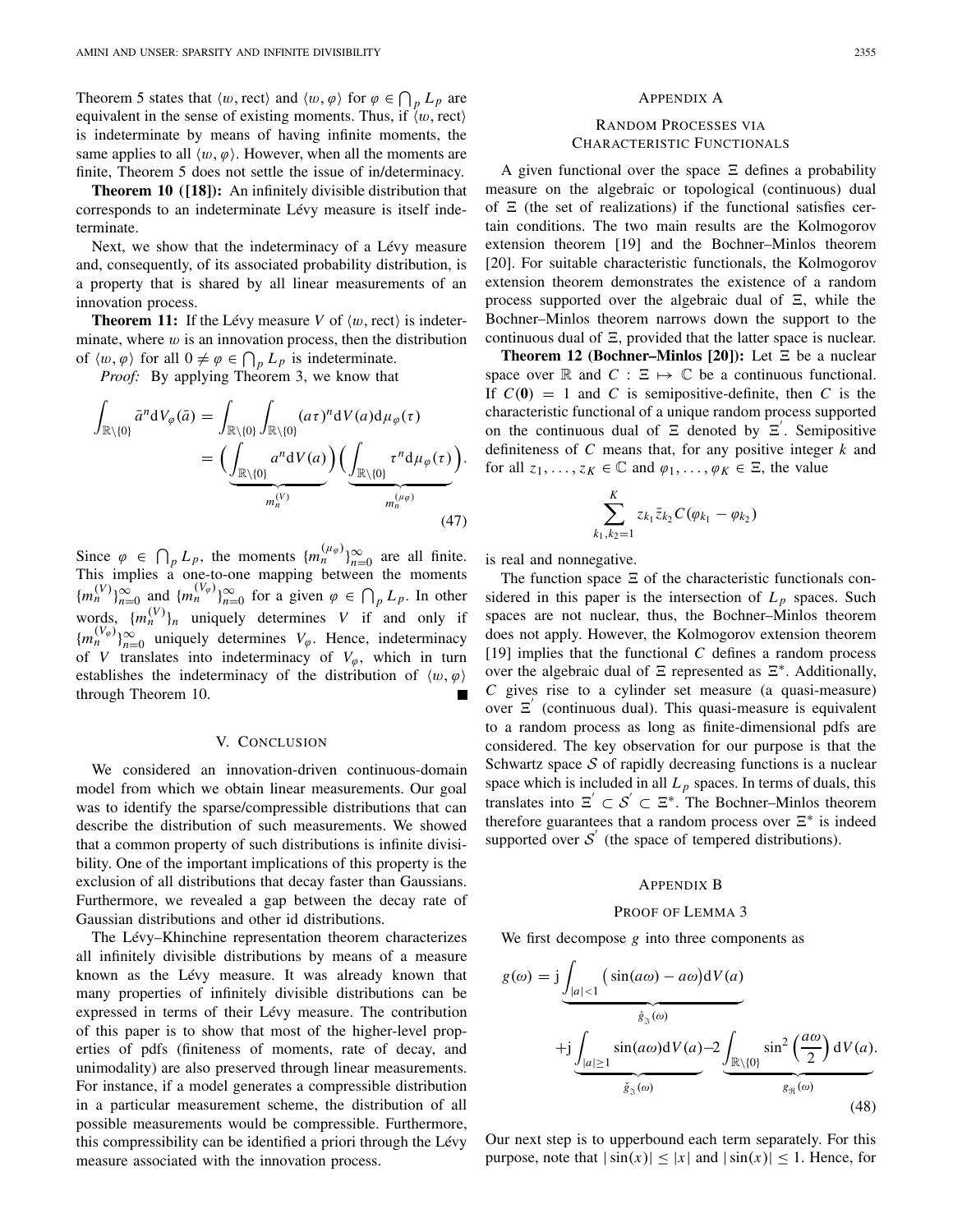Theorem 5 states that $\langle w, \text{rect}\rangle$ and $\langle w, \varphi\rangle$ for $\varphi \in \bigcap_p L_p$ are equivalent in the sense of existing moments. Thus, if $\langle w, \text{rect}\rangle$ is indeterminate by means of having infinite moments, the same applies to all $\langle w, \varphi\rangle$. However, when all the moments are finite, Theorem 5 does not settle the issue of in/determinacy.

**Theorem 10 ([18]):** An infinitely divisible distribution that corresponds to an indeterminate Lévy measure is itself indeterminate.

Next, we show that the indeterminacy of a Lévy measure and, consequently, of its associated probability distribution, is a property that is shared by all linear measurements of an innovation process.

**Theorem 11:** If the Lévy measure $V$ of $\langle w, \text{rect}\rangle$ is indeterminate, where $w$ is an innovation process, then the distribution of $\langle w, \varphi\rangle$ for all $0 \neq \varphi \in \bigcap_p L_p$ is indeterminate.

*Proof:* By applying Theorem 3, we know that

$$\int_{\mathbb{R}\setminus\{0\}} \bar{a}^n \mathrm{d}V_\varphi(\bar{a}) = \int_{\mathbb{R}\setminus\{0\}} \int_{\mathbb{R}\setminus\{0\}} (a\tau)^n \mathrm{d}V(a) \mathrm{d}\mu_\varphi(\tau) = \underbrace{\Big(\int_{\mathbb{R}\setminus\{0\}} a^n \mathrm{d}V(a)\Big)}_{m_n^{(V)}} \underbrace{\Big(\int_{\mathbb{R}\setminus\{0\}} \tau^n \mathrm{d}\mu_\varphi(\tau)\Big)}_{m_n^{(\mu_\varphi)}}. \quad (47)$$

Since $\varphi \in \bigcap_p L_p$, the moments $\{m_n^{(\mu_\varphi)}\}_{n=0}^\infty$ are all finite. This implies a one-to-one mapping between the moments $\{m_n^{(V)}\}_{n=0}^\infty$ and $\{m_n^{(V_\varphi)}\}_{n=0}^\infty$ for a given $\varphi \in \bigcap_p L_p$. In other words, $\{m_n^{(V)}\}_n$ uniquely determines $V$ if and only if $\{m_n^{(V_\varphi)}\}_{n=0}^\infty$ uniquely determines $V_\varphi$. Hence, indeterminacy of $V$ translates into indeterminacy of $V_\varphi$, which in turn establishes the indeterminacy of the distribution of $\langle w, \varphi\rangle$ through Theorem 10. ∎

## V. Conclusion

We considered an innovation-driven continuous-domain model from which we obtain linear measurements. Our goal was to identify the sparse/compressible distributions that can describe the distribution of such measurements. We showed that a common property of such distributions is infinite divisibility. One of the important implications of this property is the exclusion of all distributions that decay faster than Gaussians. Furthermore, we revealed a gap between the decay rate of Gaussian distributions and other id distributions.

The Lévy–Khinchine representation theorem characterizes all infinitely divisible distributions by means of a measure known as the Lévy measure. It was already known that many properties of infinitely divisible distributions can be expressed in terms of their Lévy measure. The contribution of this paper is to show that most of the higher-level properties of pdfs (finiteness of moments, rate of decay, and unimodality) are also preserved through linear measurements. For instance, if a model generates a compressible distribution in a particular measurement scheme, the distribution of all possible measurements would be compressible. Furthermore, this compressibility can be identified a priori through the Lévy measure associated with the innovation process.

## Appendix A

## Random Processes via Characteristic Functionals

A given functional over the space $\Xi$ defines a probability measure on the algebraic or topological (continuous) dual of $\Xi$ (the set of realizations) if the functional satisfies certain conditions. The two main results are the Kolmogorov extension theorem [19] and the Bochner–Minlos theorem [20]. For suitable characteristic functionals, the Kolmogorov extension theorem demonstrates the existence of a random process supported over the algebraic dual of $\Xi$, while the Bochner–Minlos theorem narrows down the support to the continuous dual of $\Xi$, provided that the latter space is nuclear.

**Theorem 12 (Bochner–Minlos [20]):** Let $\Xi$ be a nuclear space over $\mathbb{R}$ and $C : \Xi \mapsto \mathbb{C}$ be a continuous functional. If $C(\mathbf{0}) = 1$ and $C$ is semipositive-definite, then $C$ is the characteristic functional of a unique random process supported on the continuous dual of $\Xi$ denoted by $\Xi'$. Semipositive definiteness of $C$ means that, for any positive integer $k$ and for all $z_1, \ldots, z_K \in \mathbb{C}$ and $\varphi_1, \ldots, \varphi_K \in \Xi$, the value

$$\sum_{k_1,k_2=1}^{K} z_{k_1} \bar{z}_{k_2} C(\varphi_{k_1} - \varphi_{k_2})$$

is real and nonnegative.

The function space $\Xi$ of the characteristic functionals considered in this paper is the intersection of $L_p$ spaces. Such spaces are not nuclear, thus, the Bochner–Minlos theorem does not apply. However, the Kolmogorov extension theorem [19] implies that the functional $C$ defines a random process over the algebraic dual of $\Xi$ represented as $\Xi^*$. Additionally, $C$ gives rise to a cylinder set measure (a quasi-measure) over $\Xi'$ (continuous dual). This quasi-measure is equivalent to a random process as long as finite-dimensional pdfs are considered. The key observation for our purpose is that the Schwartz space $\mathcal{S}$ of rapidly decreasing functions is a nuclear space which is included in all $L_p$ spaces. In terms of duals, this translates into $\Xi' \subset \mathcal{S}' \subset \Xi^*$. The Bochner–Minlos theorem therefore guarantees that a random process over $\Xi^*$ is indeed supported over $\mathcal{S}'$ (the space of tempered distributions).

## Appendix B

## Proof of Lemma 3

We first decompose $g$ into three components as

$$g(\omega) = \underbrace{\mathrm{j}\int_{|a|<1} \big(\sin(a\omega) - a\omega\big)\mathrm{d}V(a)}_{\mathring{g}_{\Im}(\omega)} + \underbrace{\mathrm{j}\int_{|a|\geq 1} \sin(a\omega)\mathrm{d}V(a)}_{\breve{g}_{\Im}(\omega)} \underbrace{-2\int_{\mathbb{R}\setminus\{0\}} \sin^2\Big(\frac{a\omega}{2}\Big)\mathrm{d}V(a)}_{g_{\Re}(\omega)}. \quad (48)$$

Our next step is to upperbound each term separately. For this purpose, note that $|\sin(x)| \leq |x|$ and $|\sin(x)| \leq 1$. Hence, for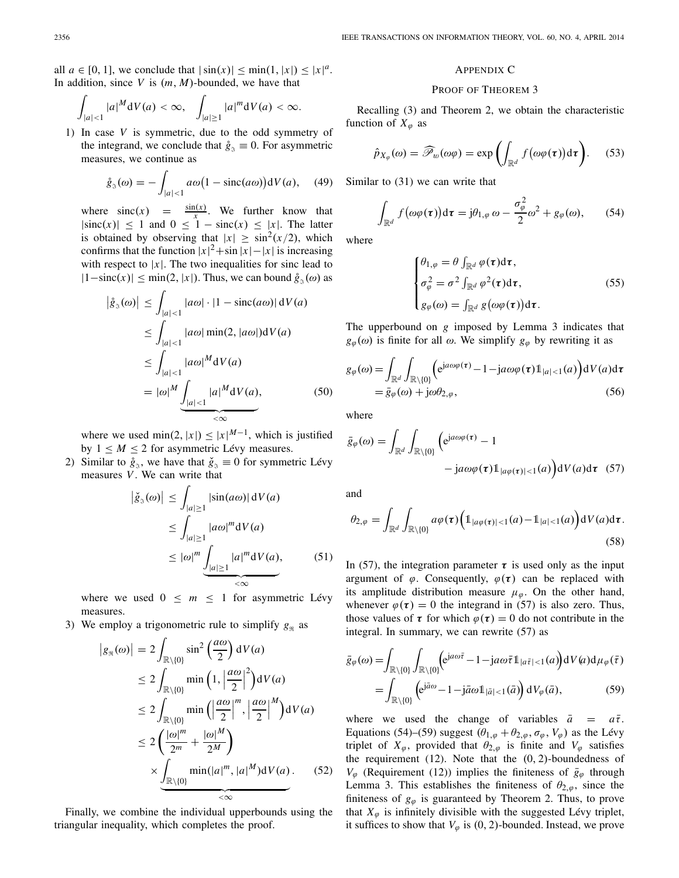all $a \in [0, 1]$, we conclude that $|\sin(x)| \le \min(1, |x|) \le |x|^a$. In addition, since $V$ is $(m, M)$-bounded, we have that

$$\int_{|a|<1} |a|^M \mathrm{d}V(a) < \infty, \quad \int_{|a|\ge 1} |a|^m \mathrm{d}V(a) < \infty.$$

1) In case $V$ is symmetric, due to the odd symmetry of the integrand, we conclude that $\mathring{g}_{\Im} \equiv 0$. For asymmetric measures, we continue as

$$\mathring{g}_{\Im}(\omega) = -\int_{|a|<1} a\omega\big(1 - \mathrm{sinc}(a\omega)\big)\mathrm{d}V(a), \quad (49)$$

where $\mathrm{sinc}(x) = \frac{\sin(x)}{x}$. We further know that $|\mathrm{sinc}(x)| \le 1$ and $0 \le 1 - \mathrm{sinc}(x) \le |x|$. The latter is obtained by observing that $|x| \ge \sin^2(x/2)$, which confirms that the function $|x|^2 + \sin|x| - |x|$ is increasing with respect to $|x|$. The two inequalities for sinc lead to $|1 - \mathrm{sinc}(x)| \le \min(2, |x|)$. Thus, we can bound $\mathring{g}_{\Im}(\omega)$ as

$$\begin{aligned}
\big|\mathring{g}_{\Im}(\omega)\big| &\le \int_{|a|<1} |a\omega| \cdot |1 - \mathrm{sinc}(a\omega)|\,\mathrm{d}V(a) \\
&\le \int_{|a|<1} |a\omega| \min(2, |a\omega|)\mathrm{d}V(a) \\
&\le \int_{|a|<1} |a\omega|^M \mathrm{d}V(a) \\
&= |\omega|^M \underbrace{\int_{|a|<1} |a|^M \mathrm{d}V(a)}_{<\infty}, \quad (50)
\end{aligned}$$

where we used $\min(2, |x|) \le |x|^{M-1}$, which is justified by $1 \le M \le 2$ for asymmetric Lévy measures.

2) Similar to $\mathring{g}_{\Im}$, we have that $\check{g}_{\Im} \equiv 0$ for symmetric Lévy measures $V$. We can write that

$$\begin{aligned}
\big|\check{g}_{\Im}(\omega)\big| &\le \int_{|a|\ge 1} |\sin(a\omega)|\,\mathrm{d}V(a) \\
&\le \int_{|a|\ge 1} |a\omega|^m \mathrm{d}V(a) \\
&\le |\omega|^m \underbrace{\int_{|a|\ge 1} |a|^m \mathrm{d}V(a)}_{<\infty}, \quad (51)
\end{aligned}$$

where we used $0 \le m \le 1$ for asymmetric Lévy measures.

3) We employ a trigonometric rule to simplify $g_{\Re}$ as

$$\begin{aligned}
\big|g_{\Re}(\omega)\big| &= 2\int_{\mathbb{R}\setminus\{0\}} \sin^2\left(\frac{a\omega}{2}\right)\mathrm{d}V(a) \\
&\le 2\int_{\mathbb{R}\setminus\{0\}} \min\left(1, \left|\frac{a\omega}{2}\right|^2\right)\mathrm{d}V(a) \\
&\le 2\int_{\mathbb{R}\setminus\{0\}} \min\left(\left|\frac{a\omega}{2}\right|^m, \left|\frac{a\omega}{2}\right|^M\right)\mathrm{d}V(a) \\
&\le 2\left(\frac{|\omega|^m}{2^m} + \frac{|\omega|^M}{2^M}\right) \\
&\quad\times \underbrace{\int_{\mathbb{R}\setminus\{0\}} \min(|a|^m, |a|^M)\mathrm{d}V(a)}_{<\infty}. \quad (52)
\end{aligned}$$

Finally, we combine the individual upperbounds using the triangular inequality, which completes the proof.

## Appendix C
## Proof of Theorem 3

Recalling (3) and Theorem 2, we obtain the characteristic function of $X_\varphi$ as

$$\hat{p}_{X_\varphi}(\omega) = \widehat{\mathscr{P}}_w(\omega\varphi) = \exp\left(\int_{\mathbb{R}^d} f\big(\omega\varphi(\boldsymbol{\tau})\big)\mathrm{d}\boldsymbol{\tau}\right). \quad (53)$$

Similar to (31) we can write that

$$\int_{\mathbb{R}^d} f\big(\omega\varphi(\boldsymbol{\tau})\big)\mathrm{d}\boldsymbol{\tau} = \mathrm{j}\theta_{1,\varphi}\,\omega - \frac{\sigma_\varphi^2}{2}\omega^2 + g_\varphi(\omega), \quad (54)$$

where

$$\begin{cases}
\theta_{1,\varphi} = \theta\int_{\mathbb{R}^d}\varphi(\boldsymbol{\tau})\mathrm{d}\boldsymbol{\tau}, \\
\sigma_\varphi^2 = \sigma^2\int_{\mathbb{R}^d}\varphi^2(\boldsymbol{\tau})\mathrm{d}\boldsymbol{\tau}, \\
g_\varphi(\omega) = \int_{\mathbb{R}^d} g\big(\omega\varphi(\boldsymbol{\tau})\big)\mathrm{d}\boldsymbol{\tau}.
\end{cases} \quad (55)$$

The upperbound on $g$ imposed by Lemma 3 indicates that $g_\varphi(\omega)$ is finite for all $\omega$. We simplify $g_\varphi$ by rewriting it as

$$\begin{aligned}
g_\varphi(\omega) &= \int_{\mathbb{R}^d}\int_{\mathbb{R}\setminus\{0\}}\Big(\mathrm{e}^{\mathrm{j}a\omega\varphi(\boldsymbol{\tau})} - 1 - \mathrm{j}a\omega\varphi(\boldsymbol{\tau})\mathbb{1}_{|a|<1}(a)\Big)\mathrm{d}V(a)\mathrm{d}\boldsymbol{\tau} \\
&= \bar{g}_\varphi(\omega) + \mathrm{j}\omega\theta_{2,\varphi}, \quad (56)
\end{aligned}$$

where

$$\begin{aligned}
\bar{g}_\varphi(\omega) = \int_{\mathbb{R}^d}\int_{\mathbb{R}\setminus\{0\}}\Big(&\mathrm{e}^{\mathrm{j}a\omega\varphi(\boldsymbol{\tau})} - 1 \\
&- \mathrm{j}a\omega\varphi(\boldsymbol{\tau})\mathbb{1}_{|a\varphi(\boldsymbol{\tau})|<1}(a)\Big)\mathrm{d}V(a)\mathrm{d}\boldsymbol{\tau} \quad (57)
\end{aligned}$$

and

$$\theta_{2,\varphi} = \int_{\mathbb{R}^d}\int_{\mathbb{R}\setminus\{0\}} a\varphi(\boldsymbol{\tau})\Big(\mathbb{1}_{|a\varphi(\boldsymbol{\tau})|<1}(a) - \mathbb{1}_{|a|<1}(a)\Big)\mathrm{d}V(a)\mathrm{d}\boldsymbol{\tau}. \quad (58)$$

In (57), the integration parameter $\boldsymbol{\tau}$ is used only as the input argument of $\varphi$. Consequently, $\varphi(\boldsymbol{\tau})$ can be replaced with its amplitude distribution measure $\mu_\varphi$. On the other hand, whenever $\varphi(\boldsymbol{\tau}) = 0$ the integrand in (57) is also zero. Thus, those values of $\boldsymbol{\tau}$ for which $\varphi(\boldsymbol{\tau}) = 0$ do not contribute in the integral. In summary, we can rewrite (57) as

$$\begin{aligned}
\bar{g}_\varphi(\omega) &= \int_{\mathbb{R}\setminus\{0\}}\int_{\mathbb{R}\setminus\{0\}}\Big(\mathrm{e}^{\mathrm{j}a\omega\bar{\tau}} - 1 - \mathrm{j}a\omega\bar{\tau}\mathbb{1}_{|a\bar{\tau}|<1}(a)\Big)\mathrm{d}V(a)\mathrm{d}\mu_\varphi(\bar{\tau}) \\
&= \int_{\mathbb{R}\setminus\{0\}}\Big(\mathrm{e}^{\mathrm{j}\bar{a}\omega} - 1 - \mathrm{j}\bar{a}\omega\mathbb{1}_{|\bar{a}|<1}(\bar{a})\Big)\mathrm{d}V_\varphi(\bar{a}), \quad (59)
\end{aligned}$$

where we used the change of variables $\bar{a} = a\bar{\tau}$. Equations (54)–(59) suggest $(\theta_{1,\varphi} + \theta_{2,\varphi}, \sigma_\varphi, V_\varphi)$ as the Lévy triplet of $X_\varphi$, provided that $\theta_{2,\varphi}$ is finite and $V_\varphi$ satisfies the requirement (12). Note that the $(0, 2)$-boundedness of $V_\varphi$ (Requirement (12)) implies the finiteness of $\bar{g}_\varphi$ through Lemma 3. This establishes the finiteness of $\theta_{2,\varphi}$, since the finiteness of $g_\varphi$ is guaranteed by Theorem 2. Thus, to prove that $X_\varphi$ is infinitely divisible with the suggested Lévy triplet, it suffices to show that $V_\varphi$ is $(0, 2)$-bounded. Instead, we prove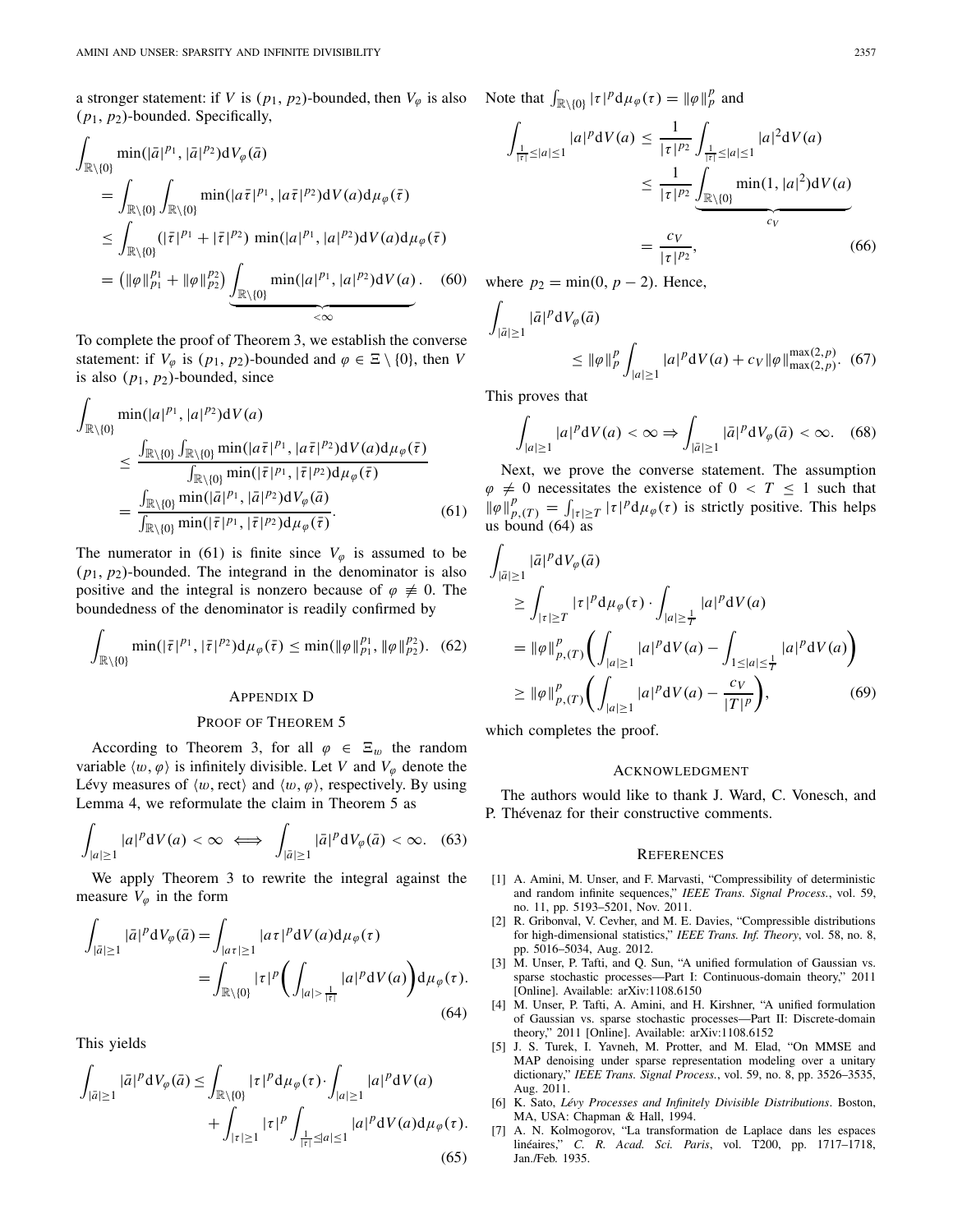a stronger statement: if $V$ is $(p_1, p_2)$-bounded, then $V_\varphi$ is also $(p_1, p_2)$-bounded. Specifically,

$$
\begin{aligned}
&\int_{\mathbb{R}\setminus\{0\}} \min(|\bar{a}|^{p_1}, |\bar{a}|^{p_2}) \mathrm{d}V_\varphi(\bar{a}) \\
&= \int_{\mathbb{R}\setminus\{0\}} \int_{\mathbb{R}\setminus\{0\}} \min(|a\bar{\tau}|^{p_1}, |a\bar{\tau}|^{p_2}) \mathrm{d}V(a) \mathrm{d}\mu_\varphi(\bar{\tau}) \\
&\leq \int_{\mathbb{R}\setminus\{0\}} (|\bar{\tau}|^{p_1} + |\bar{\tau}|^{p_2}) \min(|a|^{p_1}, |a|^{p_2}) \mathrm{d}V(a) \mathrm{d}\mu_\varphi(\bar{\tau}) \\
&= \left(\|\varphi\|_{p_1}^{p_1} + \|\varphi\|_{p_2}^{p_2}\right) \underbrace{\int_{\mathbb{R}\setminus\{0\}} \min(|a|^{p_1}, |a|^{p_2}) \mathrm{d}V(a)}_{<\infty}. \quad (60)
\end{aligned}
$$

To complete the proof of Theorem 3, we establish the converse statement: if $V_\varphi$ is $(p_1, p_2)$-bounded and $\varphi \in \Xi \setminus \{0\}$, then $V$ is also $(p_1, p_2)$-bounded, since

$$
\begin{aligned}
&\int_{\mathbb{R}\setminus\{0\}} \min(|a|^{p_1}, |a|^{p_2}) \mathrm{d}V(a) \\
&\leq \frac{\int_{\mathbb{R}\setminus\{0\}} \int_{\mathbb{R}\setminus\{0\}} \min(|a\bar{\tau}|^{p_1}, |a\bar{\tau}|^{p_2}) \mathrm{d}V(a) \mathrm{d}\mu_\varphi(\bar{\tau})}{\int_{\mathbb{R}\setminus\{0\}} \min(|\bar{\tau}|^{p_1}, |\bar{\tau}|^{p_2}) \mathrm{d}\mu_\varphi(\bar{\tau})} \\
&= \frac{\int_{\mathbb{R}\setminus\{0\}} \min(|\bar{a}|^{p_1}, |\bar{a}|^{p_2}) \mathrm{d}V_\varphi(\bar{a})}{\int_{\mathbb{R}\setminus\{0\}} \min(|\bar{\tau}|^{p_1}, |\bar{\tau}|^{p_2}) \mathrm{d}\mu_\varphi(\bar{\tau})}. \quad (61)
\end{aligned}
$$

The numerator in (61) is finite since $V_\varphi$ is assumed to be $(p_1, p_2)$-bounded. The integrand in the denominator is also positive and the integral is nonzero because of $\varphi \not\equiv 0$. The boundedness of the denominator is readily confirmed by

$$
\int_{\mathbb{R}\setminus\{0\}} \min(|\bar{\tau}|^{p_1}, |\bar{\tau}|^{p_2}) \mathrm{d}\mu_\varphi(\bar{\tau}) \leq \min(\|\varphi\|_{p_1}^{p_1}, \|\varphi\|_{p_2}^{p_2}). \quad (62)
$$

## Appendix D
## Proof of Theorem 5

According to Theorem 3, for all $\varphi \in \Xi_w$ the random variable $\langle w, \varphi \rangle$ is infinitely divisible. Let $V$ and $V_\varphi$ denote the Lévy measures of $\langle w, \mathrm{rect} \rangle$ and $\langle w, \varphi \rangle$, respectively. By using Lemma 4, we reformulate the claim in Theorem 5 as

$$
\int_{|a|\geq 1} |a|^p \mathrm{d}V(a) < \infty \iff \int_{|\bar{a}|\geq 1} |\bar{a}|^p \mathrm{d}V_\varphi(\bar{a}) < \infty. \quad (63)
$$

We apply Theorem 3 to rewrite the integral against the measure $V_\varphi$ in the form

$$
\begin{aligned}
\int_{|\bar{a}|\geq 1} |\bar{a}|^p \mathrm{d}V_\varphi(\bar{a}) &= \int_{|a\tau|\geq 1} |a\tau|^p \mathrm{d}V(a) \mathrm{d}\mu_\varphi(\tau) \\
&= \int_{\mathbb{R}\setminus\{0\}} |\tau|^p \left( \int_{|a|>\frac{1}{|\tau|}} |a|^p \mathrm{d}V(a) \right) \mathrm{d}\mu_\varphi(\tau). \quad (64)
\end{aligned}
$$

This yields

$$
\begin{aligned}
\int_{|\bar{a}|\geq 1} |\bar{a}|^p \mathrm{d}V_\varphi(\bar{a}) \leq &\int_{\mathbb{R}\setminus\{0\}} |\tau|^p \mathrm{d}\mu_\varphi(\tau) \cdot \int_{|a|\geq 1} |a|^p \mathrm{d}V(a) \\
&+ \int_{|\tau|\geq 1} |\tau|^p \int_{\frac{1}{|\tau|}\leq |a|\leq 1} |a|^p \mathrm{d}V(a) \mathrm{d}\mu_\varphi(\tau). \quad (65)
\end{aligned}
$$

Note that $\int_{\mathbb{R}\setminus\{0\}} |\tau|^p \mathrm{d}\mu_\varphi(\tau) = \|\varphi\|_p^p$ and

$$
\begin{aligned}
\int_{\frac{1}{|\tau|}\leq |a|\leq 1} |a|^p \mathrm{d}V(a) &\leq \frac{1}{|\tau|^{p_2}} \int_{\frac{1}{|\tau|}\leq |a|\leq 1} |a|^2 \mathrm{d}V(a) \\
&\leq \frac{1}{|\tau|^{p_2}} \underbrace{\int_{\mathbb{R}\setminus\{0\}} \min(1, |a|^2) \mathrm{d}V(a)}_{c_V} \\
&= \frac{c_V}{|\tau|^{p_2}}, \quad (66)
\end{aligned}
$$

where $p_2 = \min(0, p-2)$. Hence,

$$
\begin{aligned}
&\int_{|\bar{a}|\geq 1} |\bar{a}|^p \mathrm{d}V_\varphi(\bar{a}) \\
&\qquad \leq \|\varphi\|_p^p \int_{|a|\geq 1} |a|^p \mathrm{d}V(a) + c_V \|\varphi\|_{\max(2,p)}^{\max(2,p)}. \quad (67)
\end{aligned}
$$

This proves that

$$
\int_{|a|\geq 1} |a|^p \mathrm{d}V(a) < \infty \Rightarrow \int_{|\bar{a}|\geq 1} |\bar{a}|^p \mathrm{d}V_\varphi(\bar{a}) < \infty. \quad (68)
$$

Next, we prove the converse statement. The assumption $\varphi \neq 0$ necessitates the existence of $0 < T \leq 1$ such that $\|\varphi\|_{p,(T)}^p = \int_{|\tau|\geq T} |\tau|^p \mathrm{d}\mu_\varphi(\tau)$ is strictly positive. This helps us bound (64) as

$$
\begin{aligned}
&\int_{|\bar{a}|\geq 1} |\bar{a}|^p \mathrm{d}V_\varphi(\bar{a}) \\
&\geq \int_{|\tau|\geq T} |\tau|^p \mathrm{d}\mu_\varphi(\tau) \cdot \int_{|a|\geq \frac{1}{T}} |a|^p \mathrm{d}V(a) \\
&= \|\varphi\|_{p,(T)}^p \left( \int_{|a|\geq 1} |a|^p \mathrm{d}V(a) - \int_{1\leq |a|\leq \frac{1}{T}} |a|^p \mathrm{d}V(a) \right) \\
&\geq \|\varphi\|_{p,(T)}^p \left( \int_{|a|\geq 1} |a|^p \mathrm{d}V(a) - \frac{c_V}{|T|^p} \right), \quad (69)
\end{aligned}
$$

which completes the proof.

## Acknowledgment

The authors would like to thank J. Ward, C. Vonesch, and P. Thévenaz for their constructive comments.

## References

[1] A. Amini, M. Unser, and F. Marvasti, "Compressibility of deterministic and random infinite sequences," *IEEE Trans. Signal Process.*, vol. 59, no. 11, pp. 5193–5201, Nov. 2011.

[2] R. Gribonval, V. Cevher, and M. E. Davies, "Compressible distributions for high-dimensional statistics," *IEEE Trans. Inf. Theory*, vol. 58, no. 8, pp. 5016–5034, Aug. 2012.

[3] M. Unser, P. Tafti, and Q. Sun, "A unified formulation of Gaussian vs. sparse stochastic processes—Part I: Continuous-domain theory," 2011 [Online]. Available: arXiv:1108.6150

[4] M. Unser, P. Tafti, A. Amini, and H. Kirshner, "A unified formulation of Gaussian vs. sparse stochastic processes—Part II: Discrete-domain theory," 2011 [Online]. Available: arXiv:1108.6152

[5] J. S. Turek, I. Yavneh, M. Protter, and M. Elad, "On MMSE and MAP denoising under sparse representation modeling over a unitary dictionary," *IEEE Trans. Signal Process.*, vol. 59, no. 8, pp. 3526–3535, Aug. 2011.

[6] K. Sato, *Lévy Processes and Infinitely Divisible Distributions*. Boston, MA, USA: Chapman & Hall, 1994.

[7] A. N. Kolmogorov, "La transformation de Laplace dans les espaces linéaires," *C. R. Acad. Sci. Paris*, vol. T200, pp. 1717–1718, Jan./Feb. 1935.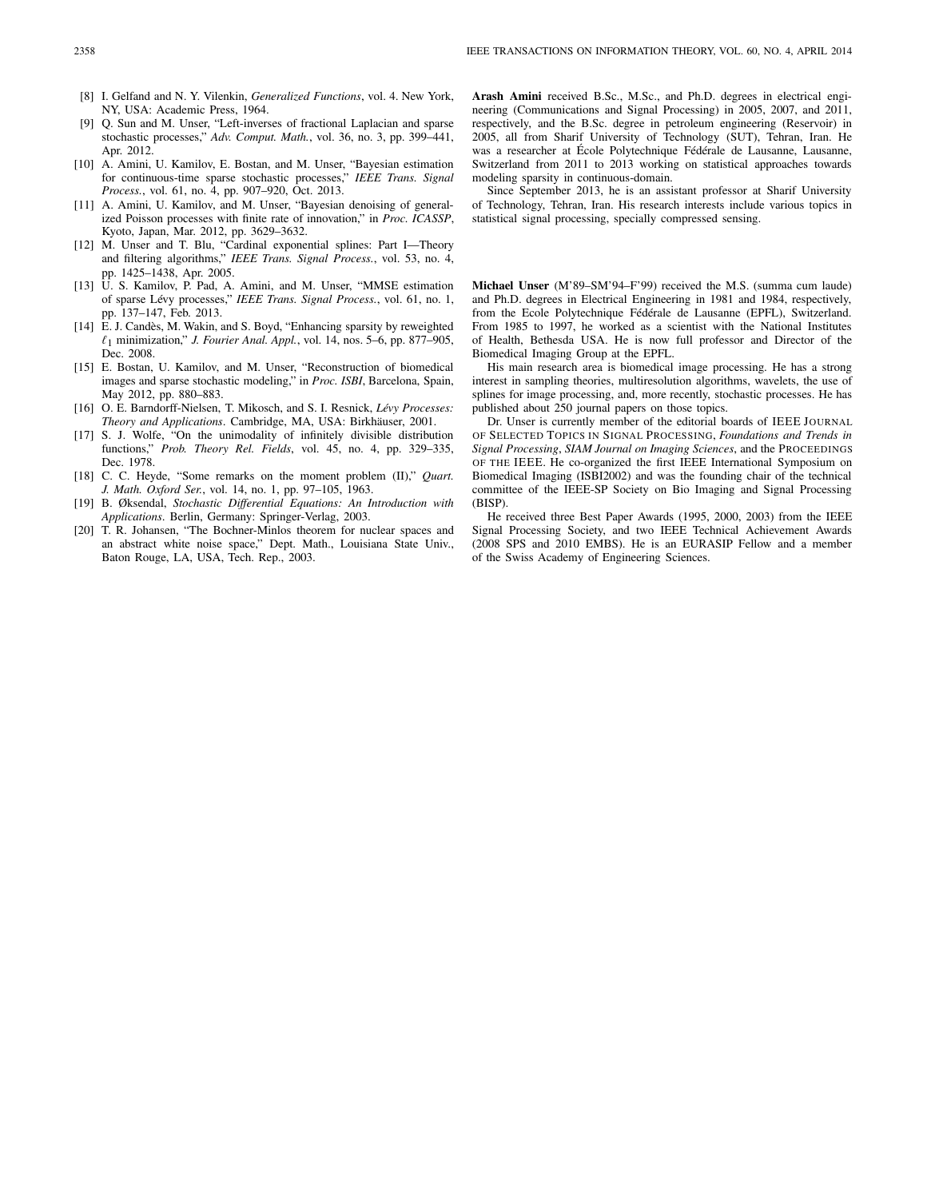[8] I. Gelfand and N. Y. Vilenkin, *Generalized Functions*, vol. 4. New York, NY, USA: Academic Press, 1964.

[9] Q. Sun and M. Unser, "Left-inverses of fractional Laplacian and sparse stochastic processes," *Adv. Comput. Math.*, vol. 36, no. 3, pp. 399–441, Apr. 2012.

[10] A. Amini, U. Kamilov, E. Bostan, and M. Unser, "Bayesian estimation for continuous-time sparse stochastic processes," *IEEE Trans. Signal Process.*, vol. 61, no. 4, pp. 907–920, Oct. 2013.

[11] A. Amini, U. Kamilov, and M. Unser, "Bayesian denoising of generalized Poisson processes with finite rate of innovation," in *Proc. ICASSP*, Kyoto, Japan, Mar. 2012, pp. 3629–3632.

[12] M. Unser and T. Blu, "Cardinal exponential splines: Part I—Theory and filtering algorithms," *IEEE Trans. Signal Process.*, vol. 53, no. 4, pp. 1425–1438, Apr. 2005.

[13] U. S. Kamilov, P. Pad, A. Amini, and M. Unser, "MMSE estimation of sparse Lévy processes," *IEEE Trans. Signal Process.*, vol. 61, no. 1, pp. 137–147, Feb. 2013.

[14] E. J. Candès, M. Wakin, and S. Boyd, "Enhancing sparsity by reweighted $\ell_1$ minimization," *J. Fourier Anal. Appl.*, vol. 14, nos. 5–6, pp. 877–905, Dec. 2008.

[15] E. Bostan, U. Kamilov, and M. Unser, "Reconstruction of biomedical images and sparse stochastic modeling," in *Proc. ISBI*, Barcelona, Spain, May 2012, pp. 880–883.

[16] O. E. Barndorff-Nielsen, T. Mikosch, and S. I. Resnick, *Lévy Processes: Theory and Applications*. Cambridge, MA, USA: Birkhäuser, 2001.

[17] S. J. Wolfe, "On the unimodality of infinitely divisible distribution functions," *Prob. Theory Rel. Fields*, vol. 45, no. 4, pp. 329–335, Dec. 1978.

[18] C. C. Heyde, "Some remarks on the moment problem (II)," *Quart. J. Math. Oxford Ser.*, vol. 14, no. 1, pp. 97–105, 1963.

[19] B. Øksendal, *Stochastic Differential Equations: An Introduction with Applications*. Berlin, Germany: Springer-Verlag, 2003.

[20] T. R. Johansen, "The Bochner-Minlos theorem for nuclear spaces and an abstract white noise space," Dept. Math., Louisiana State Univ., Baton Rouge, LA, USA, Tech. Rep., 2003.

**Arash Amini** received B.Sc., M.Sc., and Ph.D. degrees in electrical engineering (Communications and Signal Processing) in 2005, 2007, and 2011, respectively, and the B.Sc. degree in petroleum engineering (Reservoir) in 2005, all from Sharif University of Technology (SUT), Tehran, Iran. He was a researcher at École Polytechnique Fédérale de Lausanne, Lausanne, Switzerland from 2011 to 2013 working on statistical approaches towards modeling sparsity in continuous-domain.

Since September 2013, he is an assistant professor at Sharif University of Technology, Tehran, Iran. His research interests include various topics in statistical signal processing, specially compressed sensing.

**Michael Unser** (M'89–SM'94–F'99) received the M.S. (summa cum laude) and Ph.D. degrees in Electrical Engineering in 1981 and 1984, respectively, from the Ecole Polytechnique Fédérale de Lausanne (EPFL), Switzerland. From 1985 to 1997, he worked as a scientist with the National Institutes of Health, Bethesda USA. He is now full professor and Director of the Biomedical Imaging Group at the EPFL.

His main research area is biomedical image processing. He has a strong interest in sampling theories, multiresolution algorithms, wavelets, the use of splines for image processing, and, more recently, stochastic processes. He has published about 250 journal papers on those topics.

Dr. Unser is currently member of the editorial boards of IEEE JOURNAL OF SELECTED TOPICS IN SIGNAL PROCESSING, *Foundations and Trends in Signal Processing*, *SIAM Journal on Imaging Sciences*, and the PROCEEDINGS OF THE IEEE. He co-organized the first IEEE International Symposium on Biomedical Imaging (ISBI2002) and was the founding chair of the technical committee of the IEEE-SP Society on Bio Imaging and Signal Processing (BISP).

He received three Best Paper Awards (1995, 2000, 2003) from the IEEE Signal Processing Society, and two IEEE Technical Achievement Awards (2008 SPS and 2010 EMBS). He is an EURASIP Fellow and a member of the Swiss Academy of Engineering Sciences.